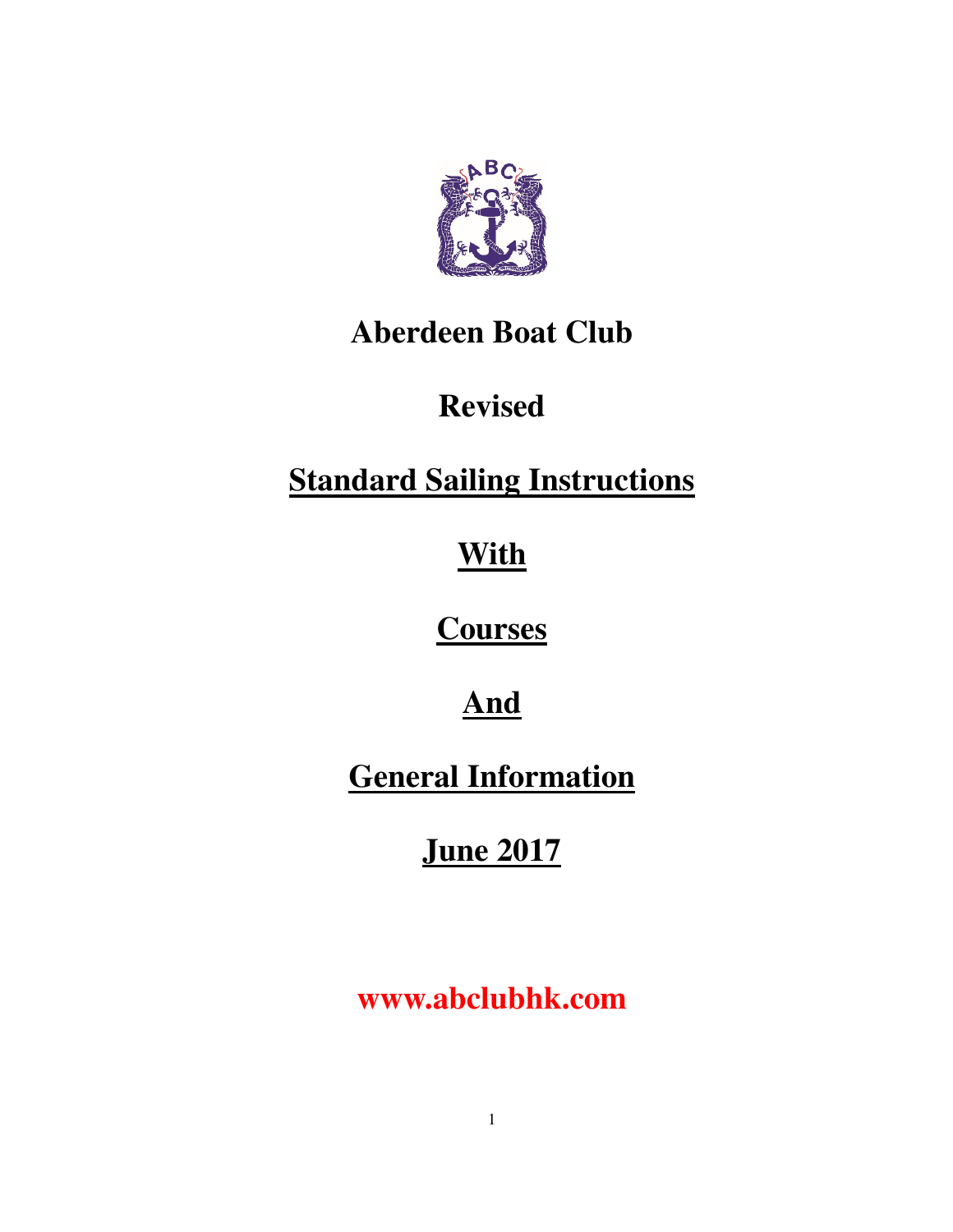# Aberdeen Boat Club

## Revised

## Standard Sailing Instructions

## With

## Courses

## And

## General Information

## June 2017

**www.abclubhk.com**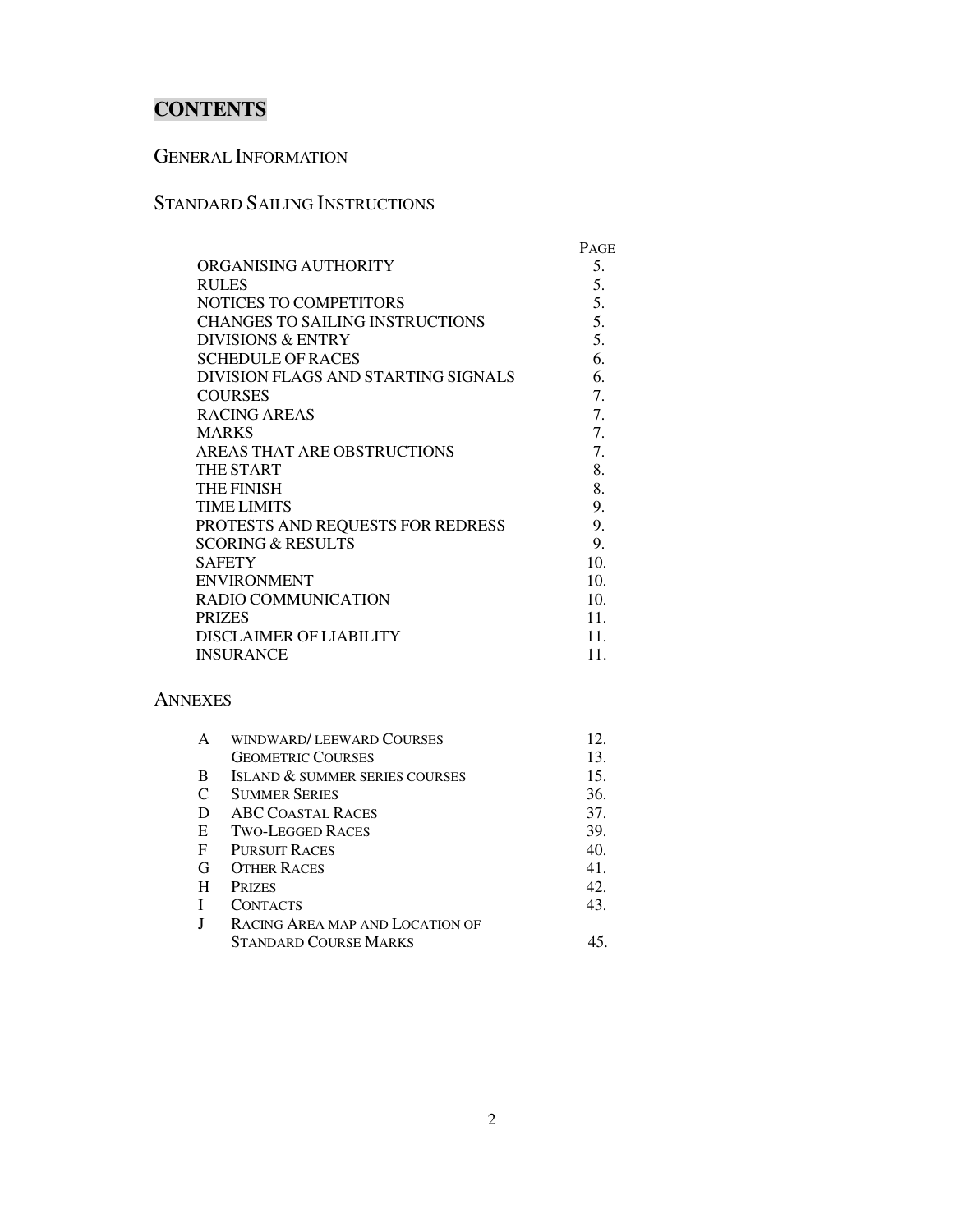# CONTENTS

## GENERAL INFORMATION

## STANDARD SAILING INSTRUCTIONS

| | PAGE |
|---|---|
| ORGANISING AUTHORITY | 5. |
| RULES | 5. |
| NOTICES TO COMPETITORS | 5. |
| CHANGES TO SAILING INSTRUCTIONS | 5. |
| DIVISIONS & ENTRY | 5. |
| SCHEDULE OF RACES | 6. |
| DIVISION FLAGS AND STARTING SIGNALS | 6. |
| COURSES | 7. |
| RACING AREAS | 7. |
| MARKS | 7. |
| AREAS THAT ARE OBSTRUCTIONS | 7. |
| THE START | 8. |
| THE FINISH | 8. |
| TIME LIMITS | 9. |
| PROTESTS AND REQUESTS FOR REDRESS | 9. |
| SCORING & RESULTS | 9. |
| SAFETY | 10. |
| ENVIRONMENT | 10. |
| RADIO COMMUNICATION | 10. |
| PRIZES | 11. |
| DISCLAIMER OF LIABILITY | 11. |
| INSURANCE | 11. |

## ANNEXES

| | | |
|---|---|---|
| A | WINDWARD/ LEEWARD COURSES | 12. |
| | GEOMETRIC COURSES | 13. |
| B | ISLAND & SUMMER SERIES COURSES | 15. |
| C | SUMMER SERIES | 36. |
| D | ABC COASTAL RACES | 37. |
| E | TWO-LEGGED RACES | 39. |
| F | PURSUIT RACES | 40. |
| G | OTHER RACES | 41. |
| H | PRIZES | 42. |
| I | CONTACTS | 43. |
| J | RACING AREA MAP AND LOCATION OF STANDARD COURSE MARKS | 45. |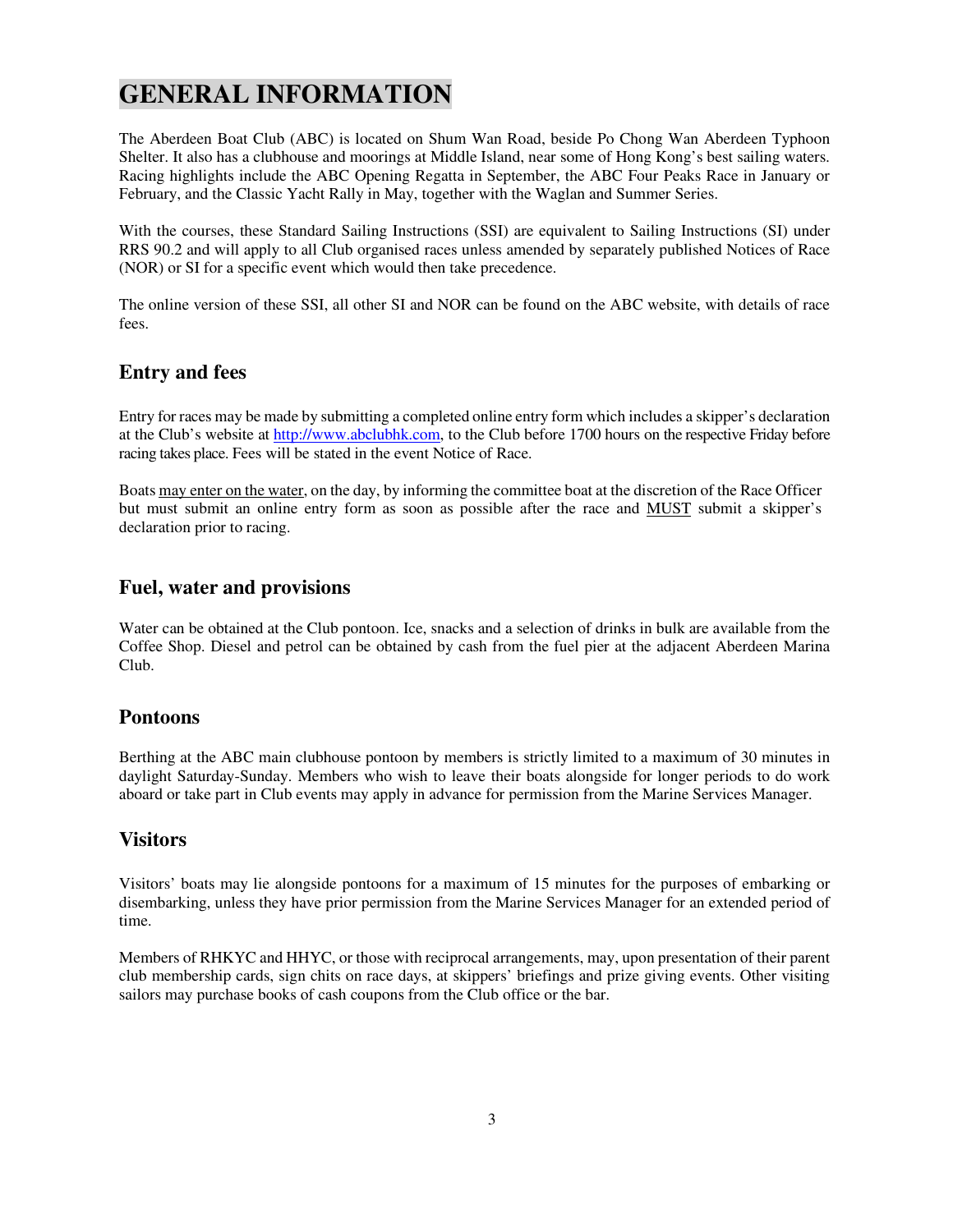# GENERAL INFORMATION

The Aberdeen Boat Club (ABC) is located on Shum Wan Road, beside Po Chong Wan Aberdeen Typhoon Shelter. It also has a clubhouse and moorings at Middle Island, near some of Hong Kong's best sailing waters. Racing highlights include the ABC Opening Regatta in September, the ABC Four Peaks Race in January or February, and the Classic Yacht Rally in May, together with the Waglan and Summer Series.

With the courses, these Standard Sailing Instructions (SSI) are equivalent to Sailing Instructions (SI) under RRS 90.2 and will apply to all Club organised races unless amended by separately published Notices of Race (NOR) or SI for a specific event which would then take precedence.

The online version of these SSI, all other SI and NOR can be found on the ABC website, with details of race fees.

## Entry and fees

Entry for races may be made by submitting a completed online entry form which includes a skipper's declaration at the Club's website at http://www.abclubhk.com, to the Club before 1700 hours on the respective Friday before racing takes place. Fees will be stated in the event Notice of Race.

Boats may enter on the water, on the day, by informing the committee boat at the discretion of the Race Officer but must submit an online entry form as soon as possible after the race and MUST submit a skipper's declaration prior to racing.

## Fuel, water and provisions

Water can be obtained at the Club pontoon. Ice, snacks and a selection of drinks in bulk are available from the Coffee Shop. Diesel and petrol can be obtained by cash from the fuel pier at the adjacent Aberdeen Marina Club.

## Pontoons

Berthing at the ABC main clubhouse pontoon by members is strictly limited to a maximum of 30 minutes in daylight Saturday-Sunday. Members who wish to leave their boats alongside for longer periods to do work aboard or take part in Club events may apply in advance for permission from the Marine Services Manager.

## Visitors

Visitors' boats may lie alongside pontoons for a maximum of 15 minutes for the purposes of embarking or disembarking, unless they have prior permission from the Marine Services Manager for an extended period of time.

Members of RHKYC and HHYC, or those with reciprocal arrangements, may, upon presentation of their parent club membership cards, sign chits on race days, at skippers' briefings and prize giving events. Other visiting sailors may purchase books of cash coupons from the Club office or the bar.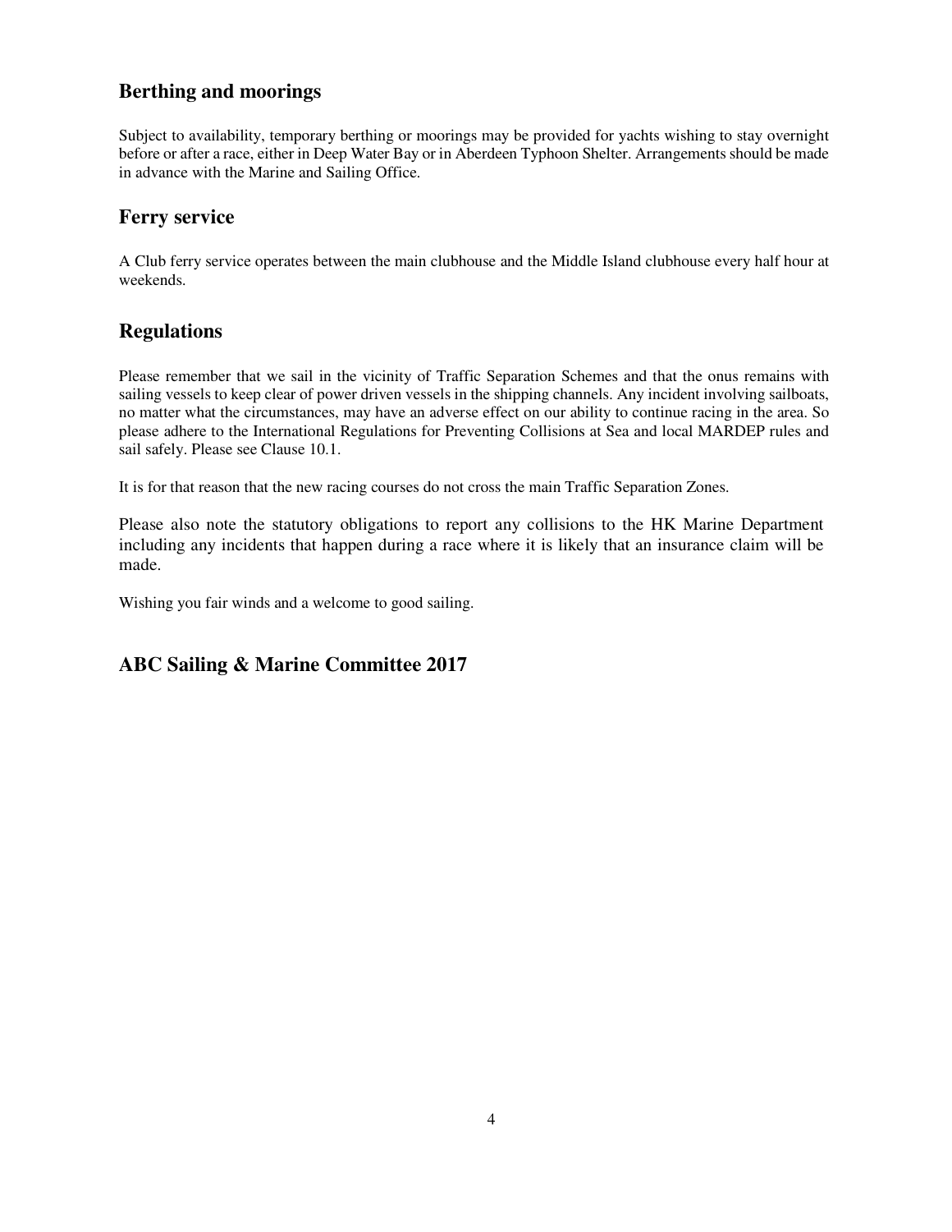## Berthing and moorings

Subject to availability, temporary berthing or moorings may be provided for yachts wishing to stay overnight before or after a race, either in Deep Water Bay or in Aberdeen Typhoon Shelter. Arrangements should be made in advance with the Marine and Sailing Office.

## Ferry service

A Club ferry service operates between the main clubhouse and the Middle Island clubhouse every half hour at weekends.

## Regulations

Please remember that we sail in the vicinity of Traffic Separation Schemes and that the onus remains with sailing vessels to keep clear of power driven vessels in the shipping channels. Any incident involving sailboats, no matter what the circumstances, may have an adverse effect on our ability to continue racing in the area. So please adhere to the International Regulations for Preventing Collisions at Sea and local MARDEP rules and sail safely. Please see Clause 10.1.

It is for that reason that the new racing courses do not cross the main Traffic Separation Zones.

Please also note the statutory obligations to report any collisions to the HK Marine Department including any incidents that happen during a race where it is likely that an insurance claim will be made.

Wishing you fair winds and a welcome to good sailing.

## ABC Sailing & Marine Committee 2017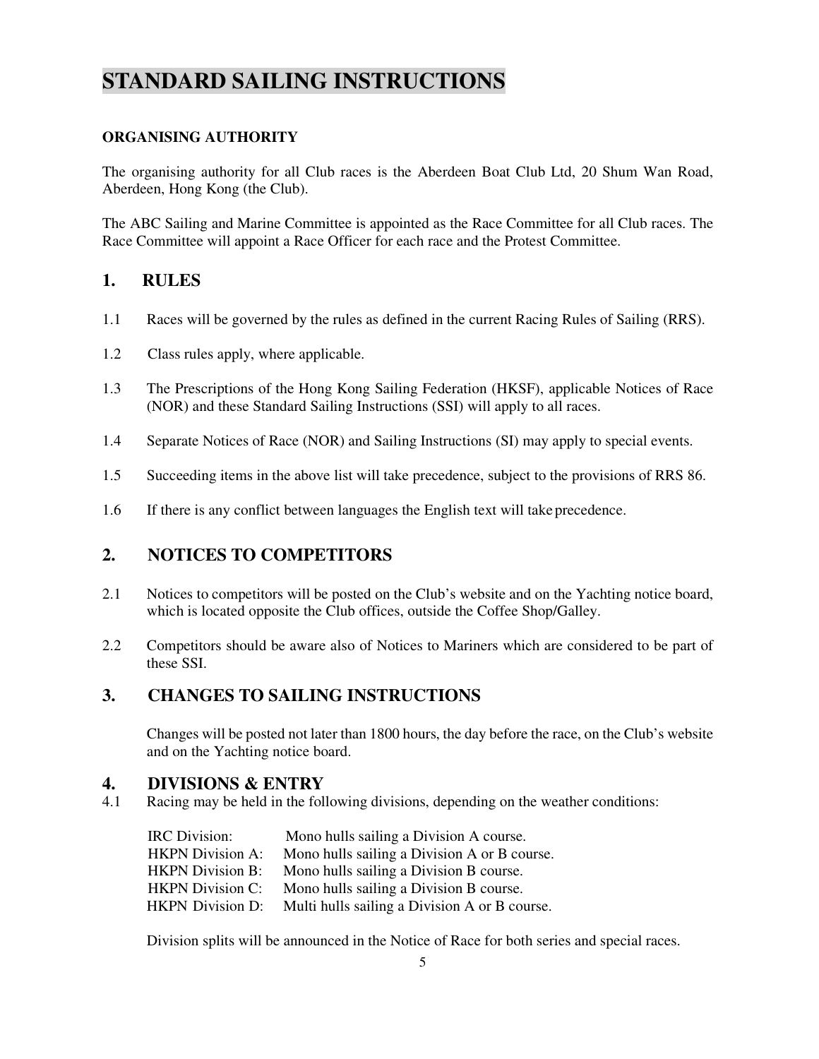# STANDARD SAILING INSTRUCTIONS

**ORGANISING AUTHORITY**

The organising authority for all Club races is the Aberdeen Boat Club Ltd, 20 Shum Wan Road, Aberdeen, Hong Kong (the Club).

The ABC Sailing and Marine Committee is appointed as the Race Committee for all Club races. The Race Committee will appoint a Race Officer for each race and the Protest Committee.

## 1. RULES

1.1 Races will be governed by the rules as defined in the current Racing Rules of Sailing (RRS).

1.2 Class rules apply, where applicable.

1.3 The Prescriptions of the Hong Kong Sailing Federation (HKSF), applicable Notices of Race (NOR) and these Standard Sailing Instructions (SSI) will apply to all races.

1.4 Separate Notices of Race (NOR) and Sailing Instructions (SI) may apply to special events.

1.5 Succeeding items in the above list will take precedence, subject to the provisions of RRS 86.

1.6 If there is any conflict between languages the English text will take precedence.

## 2. NOTICES TO COMPETITORS

2.1 Notices to competitors will be posted on the Club's website and on the Yachting notice board, which is located opposite the Club offices, outside the Coffee Shop/Galley.

2.2 Competitors should be aware also of Notices to Mariners which are considered to be part of these SSI.

## 3. CHANGES TO SAILING INSTRUCTIONS

Changes will be posted not later than 1800 hours, the day before the race, on the Club's website and on the Yachting notice board.

## 4. DIVISIONS & ENTRY

4.1 Racing may be held in the following divisions, depending on the weather conditions:

| | |
|---|---|
| IRC Division: | Mono hulls sailing a Division A course. |
| HKPN Division A: | Mono hulls sailing a Division A or B course. |
| HKPN Division B: | Mono hulls sailing a Division B course. |
| HKPN Division C: | Mono hulls sailing a Division B course. |
| HKPN Division D: | Multi hulls sailing a Division A or B course. |

Division splits will be announced in the Notice of Race for both series and special races.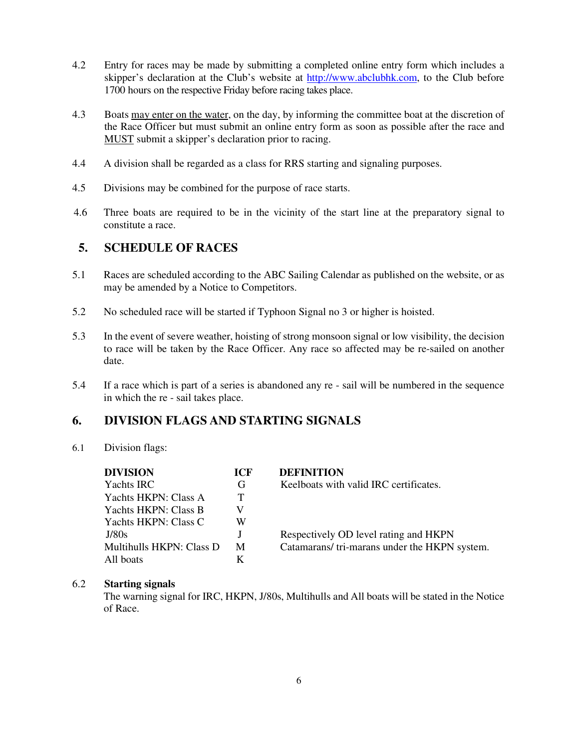4.2 Entry for races may be made by submitting a completed online entry form which includes a skipper's declaration at the Club's website at http://www.abclubhk.com, to the Club before 1700 hours on the respective Friday before racing takes place.

4.3 Boats may enter on the water, on the day, by informing the committee boat at the discretion of the Race Officer but must submit an online entry form as soon as possible after the race and MUST submit a skipper's declaration prior to racing.

4.4 A division shall be regarded as a class for RRS starting and signaling purposes.

4.5 Divisions may be combined for the purpose of race starts.

4.6 Three boats are required to be in the vicinity of the start line at the preparatory signal to constitute a race.

## 5. SCHEDULE OF RACES

5.1 Races are scheduled according to the ABC Sailing Calendar as published on the website, or as may be amended by a Notice to Competitors.

5.2 No scheduled race will be started if Typhoon Signal no 3 or higher is hoisted.

5.3 In the event of severe weather, hoisting of strong monsoon signal or low visibility, the decision to race will be taken by the Race Officer. Any race so affected may be re-sailed on another date.

5.4 If a race which is part of a series is abandoned any re - sail will be numbered in the sequence in which the re - sail takes place.

## 6. DIVISION FLAGS AND STARTING SIGNALS

6.1 Division flags:

| DIVISION | ICF | DEFINITION |
|---|---|---|
| Yachts IRC | G | Keelboats with valid IRC certificates. |
| Yachts HKPN: Class A | T | |
| Yachts HKPN: Class B | V | |
| Yachts HKPN: Class C | W | |
| J/80s | J | Respectively OD level rating and HKPN |
| Multihulls HKPN: Class D | M | Catamarans/ tri-marans under the HKPN system. |
| All boats | K | |

6.2 **Starting signals**
The warning signal for IRC, HKPN, J/80s, Multihulls and All boats will be stated in the Notice of Race.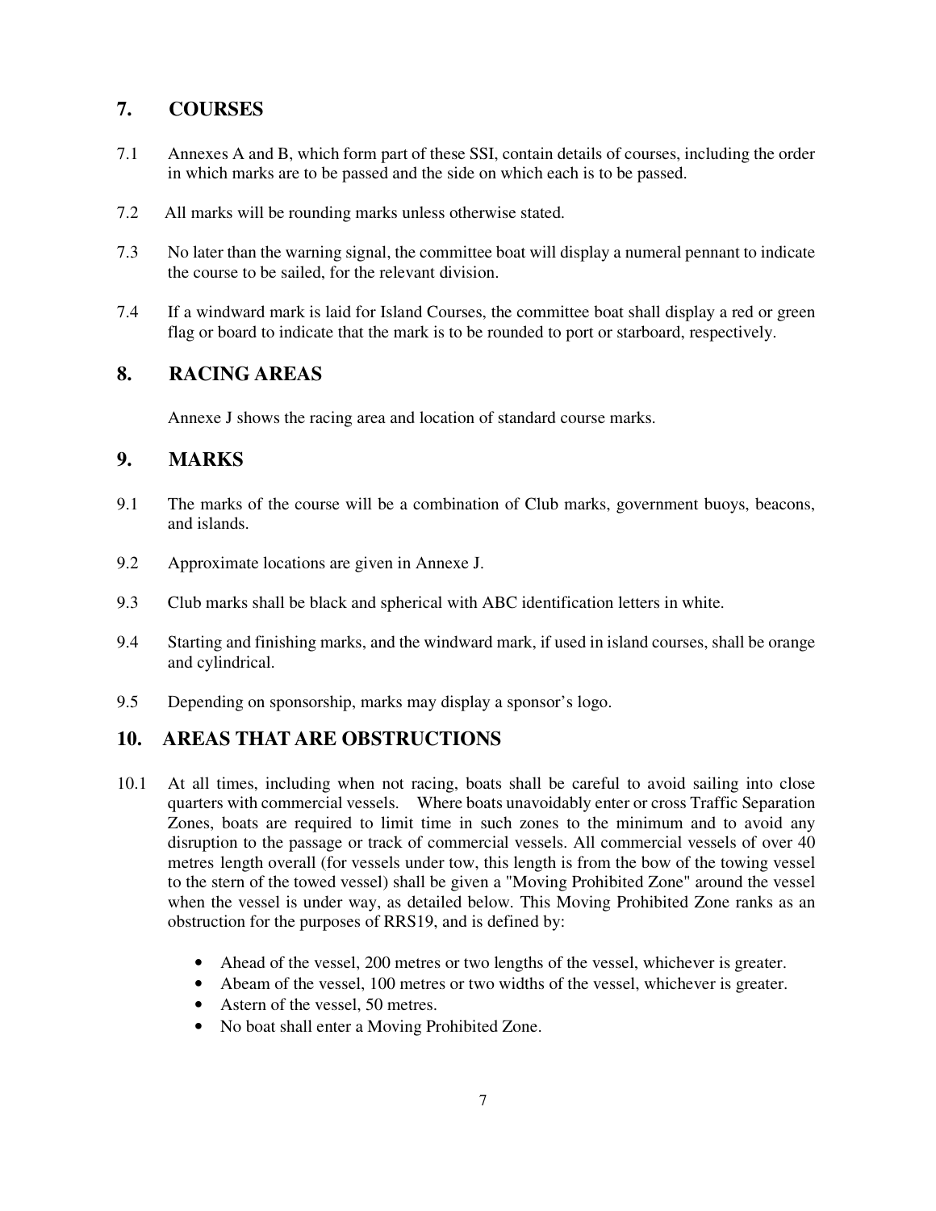## 7. COURSES

7.1 Annexes A and B, which form part of these SSI, contain details of courses, including the order in which marks are to be passed and the side on which each is to be passed.

7.2 All marks will be rounding marks unless otherwise stated.

7.3 No later than the warning signal, the committee boat will display a numeral pennant to indicate the course to be sailed, for the relevant division.

7.4 If a windward mark is laid for Island Courses, the committee boat shall display a red or green flag or board to indicate that the mark is to be rounded to port or starboard, respectively.

## 8. RACING AREAS

Annexe J shows the racing area and location of standard course marks.

## 9. MARKS

9.1 The marks of the course will be a combination of Club marks, government buoys, beacons, and islands.

9.2 Approximate locations are given in Annexe J.

9.3 Club marks shall be black and spherical with ABC identification letters in white.

9.4 Starting and finishing marks, and the windward mark, if used in island courses, shall be orange and cylindrical.

9.5 Depending on sponsorship, marks may display a sponsor's logo.

## 10. AREAS THAT ARE OBSTRUCTIONS

10.1 At all times, including when not racing, boats shall be careful to avoid sailing into close quarters with commercial vessels. Where boats unavoidably enter or cross Traffic Separation Zones, boats are required to limit time in such zones to the minimum and to avoid any disruption to the passage or track of commercial vessels. All commercial vessels of over 40 metres length overall (for vessels under tow, this length is from the bow of the towing vessel to the stern of the towed vessel) shall be given a "Moving Prohibited Zone" around the vessel when the vessel is under way, as detailed below. This Moving Prohibited Zone ranks as an obstruction for the purposes of RRS19, and is defined by:

- Ahead of the vessel, 200 metres or two lengths of the vessel, whichever is greater.
- Abeam of the vessel, 100 metres or two widths of the vessel, whichever is greater.
- Astern of the vessel, 50 metres.
- No boat shall enter a Moving Prohibited Zone.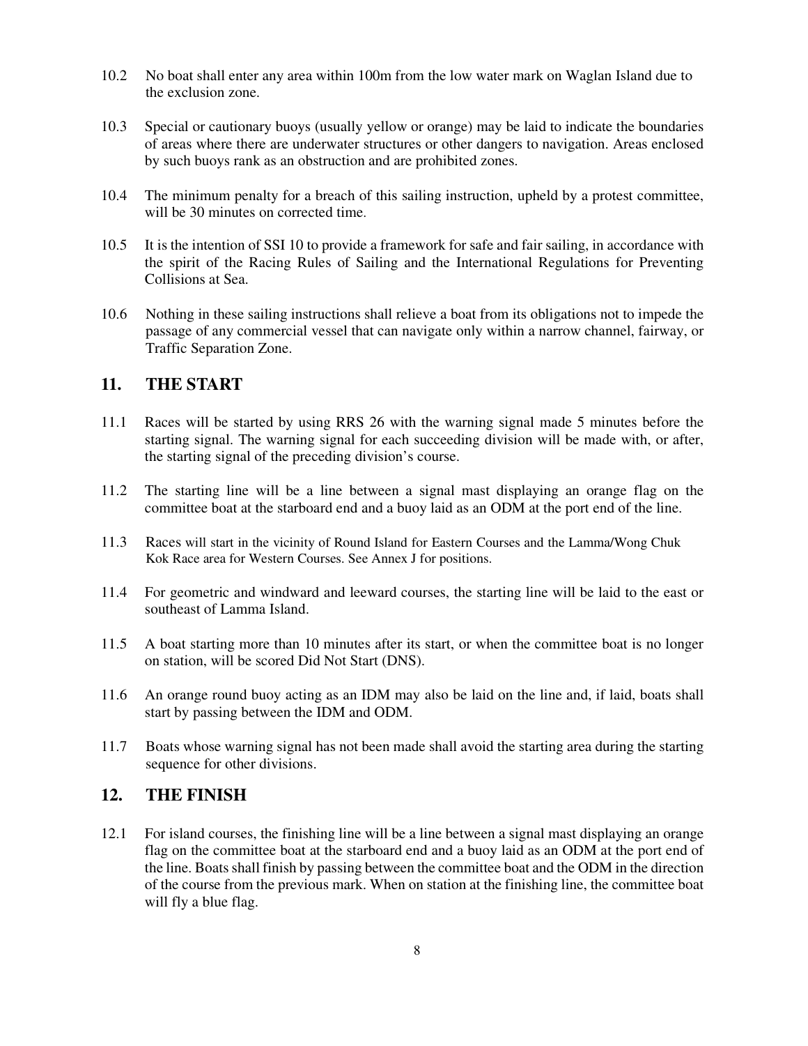10.2 No boat shall enter any area within 100m from the low water mark on Waglan Island due to the exclusion zone.

10.3 Special or cautionary buoys (usually yellow or orange) may be laid to indicate the boundaries of areas where there are underwater structures or other dangers to navigation. Areas enclosed by such buoys rank as an obstruction and are prohibited zones.

10.4 The minimum penalty for a breach of this sailing instruction, upheld by a protest committee, will be 30 minutes on corrected time.

10.5 It is the intention of SSI 10 to provide a framework for safe and fair sailing, in accordance with the spirit of the Racing Rules of Sailing and the International Regulations for Preventing Collisions at Sea.

10.6 Nothing in these sailing instructions shall relieve a boat from its obligations not to impede the passage of any commercial vessel that can navigate only within a narrow channel, fairway, or Traffic Separation Zone.

## 11. THE START

11.1 Races will be started by using RRS 26 with the warning signal made 5 minutes before the starting signal. The warning signal for each succeeding division will be made with, or after, the starting signal of the preceding division's course.

11.2 The starting line will be a line between a signal mast displaying an orange flag on the committee boat at the starboard end and a buoy laid as an ODM at the port end of the line.

11.3 Races will start in the vicinity of Round Island for Eastern Courses and the Lamma/Wong Chuk Kok Race area for Western Courses. See Annex J for positions.

11.4 For geometric and windward and leeward courses, the starting line will be laid to the east or southeast of Lamma Island.

11.5 A boat starting more than 10 minutes after its start, or when the committee boat is no longer on station, will be scored Did Not Start (DNS).

11.6 An orange round buoy acting as an IDM may also be laid on the line and, if laid, boats shall start by passing between the IDM and ODM.

11.7 Boats whose warning signal has not been made shall avoid the starting area during the starting sequence for other divisions.

## 12. THE FINISH

12.1 For island courses, the finishing line will be a line between a signal mast displaying an orange flag on the committee boat at the starboard end and a buoy laid as an ODM at the port end of the line. Boats shall finish by passing between the committee boat and the ODM in the direction of the course from the previous mark. When on station at the finishing line, the committee boat will fly a blue flag.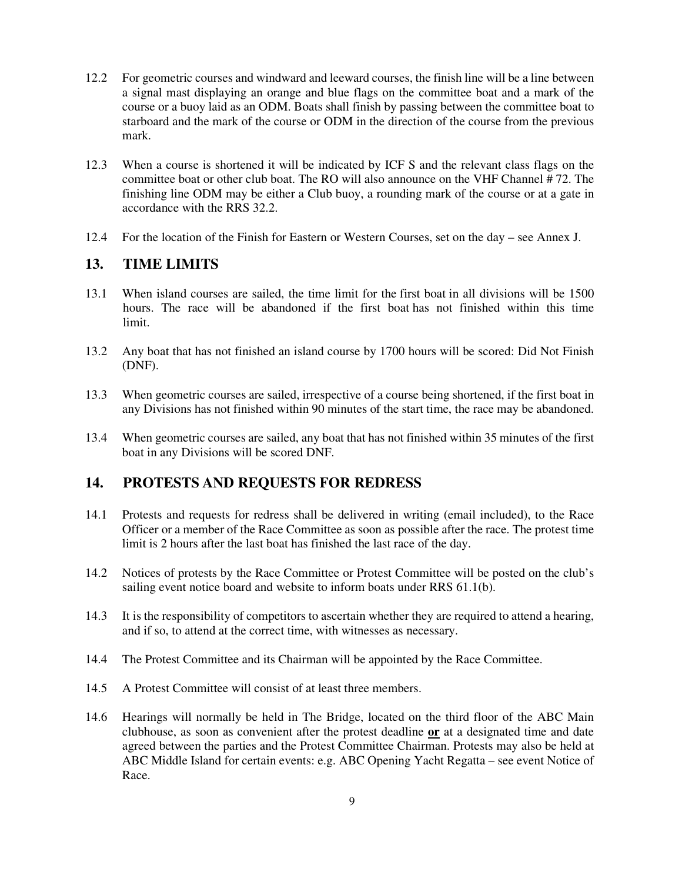12.2 For geometric courses and windward and leeward courses, the finish line will be a line between a signal mast displaying an orange and blue flags on the committee boat and a mark of the course or a buoy laid as an ODM. Boats shall finish by passing between the committee boat to starboard and the mark of the course or ODM in the direction of the course from the previous mark.

12.3 When a course is shortened it will be indicated by ICF S and the relevant class flags on the committee boat or other club boat. The RO will also announce on the VHF Channel # 72. The finishing line ODM may be either a Club buoy, a rounding mark of the course or at a gate in accordance with the RRS 32.2.

12.4 For the location of the Finish for Eastern or Western Courses, set on the day – see Annex J.

## 13. TIME LIMITS

13.1 When island courses are sailed, the time limit for the first boat in all divisions will be 1500 hours. The race will be abandoned if the first boat has not finished within this time limit.

13.2 Any boat that has not finished an island course by 1700 hours will be scored: Did Not Finish (DNF).

13.3 When geometric courses are sailed, irrespective of a course being shortened, if the first boat in any Divisions has not finished within 90 minutes of the start time, the race may be abandoned.

13.4 When geometric courses are sailed, any boat that has not finished within 35 minutes of the first boat in any Divisions will be scored DNF.

## 14. PROTESTS AND REQUESTS FOR REDRESS

14.1 Protests and requests for redress shall be delivered in writing (email included), to the Race Officer or a member of the Race Committee as soon as possible after the race. The protest time limit is 2 hours after the last boat has finished the last race of the day.

14.2 Notices of protests by the Race Committee or Protest Committee will be posted on the club's sailing event notice board and website to inform boats under RRS 61.1(b).

14.3 It is the responsibility of competitors to ascertain whether they are required to attend a hearing, and if so, to attend at the correct time, with witnesses as necessary.

14.4 The Protest Committee and its Chairman will be appointed by the Race Committee.

14.5 A Protest Committee will consist of at least three members.

14.6 Hearings will normally be held in The Bridge, located on the third floor of the ABC Main clubhouse, as soon as convenient after the protest deadline **<u>or</u>** at a designated time and date agreed between the parties and the Protest Committee Chairman. Protests may also be held at ABC Middle Island for certain events: e.g. ABC Opening Yacht Regatta – see event Notice of Race.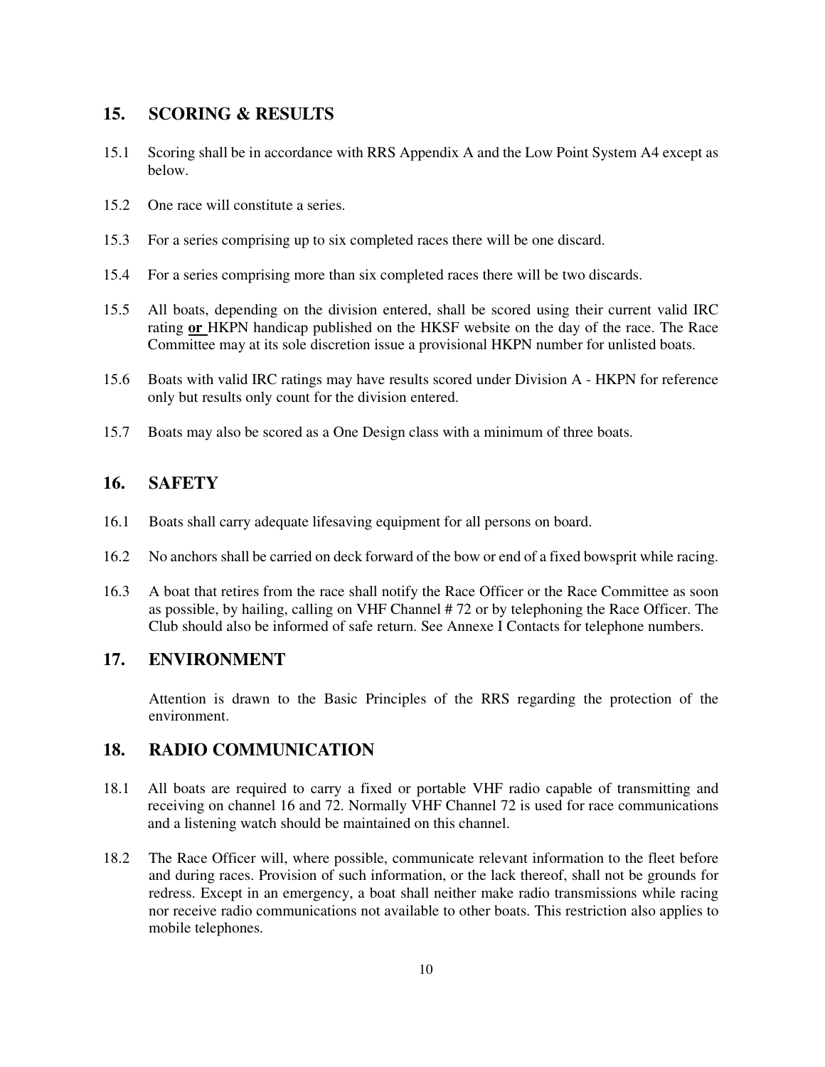## 15. SCORING & RESULTS

15.1 Scoring shall be in accordance with RRS Appendix A and the Low Point System A4 except as below.

15.2 One race will constitute a series.

15.3 For a series comprising up to six completed races there will be one discard.

15.4 For a series comprising more than six completed races there will be two discards.

15.5 All boats, depending on the division entered, shall be scored using their current valid IRC rating **or** HKPN handicap published on the HKSF website on the day of the race. The Race Committee may at its sole discretion issue a provisional HKPN number for unlisted boats.

15.6 Boats with valid IRC ratings may have results scored under Division A - HKPN for reference only but results only count for the division entered.

15.7 Boats may also be scored as a One Design class with a minimum of three boats.

## 16. SAFETY

16.1 Boats shall carry adequate lifesaving equipment for all persons on board.

16.2 No anchors shall be carried on deck forward of the bow or end of a fixed bowsprit while racing.

16.3 A boat that retires from the race shall notify the Race Officer or the Race Committee as soon as possible, by hailing, calling on VHF Channel # 72 or by telephoning the Race Officer. The Club should also be informed of safe return. See Annexe I Contacts for telephone numbers.

## 17. ENVIRONMENT

Attention is drawn to the Basic Principles of the RRS regarding the protection of the environment.

## 18. RADIO COMMUNICATION

18.1 All boats are required to carry a fixed or portable VHF radio capable of transmitting and receiving on channel 16 and 72. Normally VHF Channel 72 is used for race communications and a listening watch should be maintained on this channel.

18.2 The Race Officer will, where possible, communicate relevant information to the fleet before and during races. Provision of such information, or the lack thereof, shall not be grounds for redress. Except in an emergency, a boat shall neither make radio transmissions while racing nor receive radio communications not available to other boats. This restriction also applies to mobile telephones.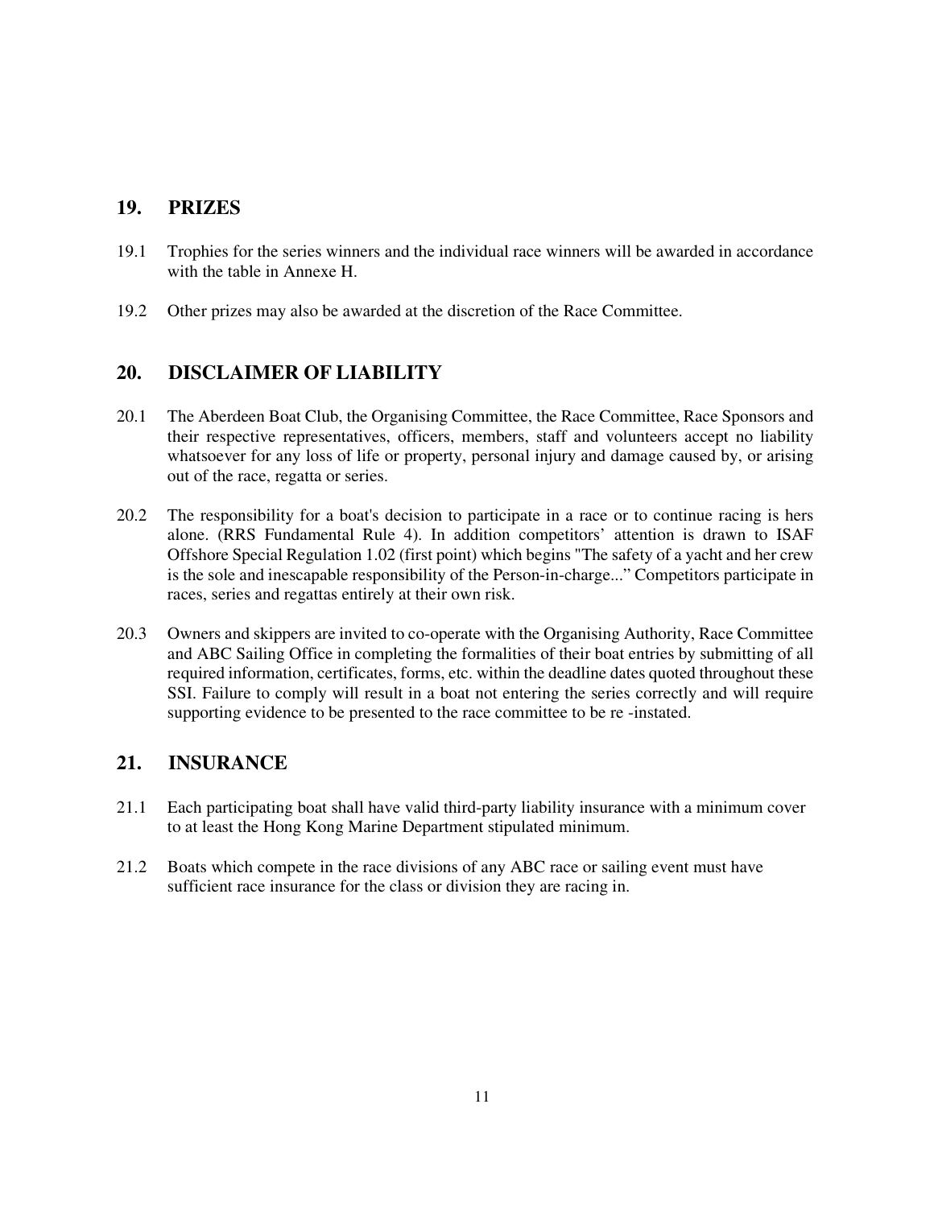## 19. PRIZES

19.1 Trophies for the series winners and the individual race winners will be awarded in accordance with the table in Annexe H.

19.2 Other prizes may also be awarded at the discretion of the Race Committee.

## 20. DISCLAIMER OF LIABILITY

20.1 The Aberdeen Boat Club, the Organising Committee, the Race Committee, Race Sponsors and their respective representatives, officers, members, staff and volunteers accept no liability whatsoever for any loss of life or property, personal injury and damage caused by, or arising out of the race, regatta or series.

20.2 The responsibility for a boat's decision to participate in a race or to continue racing is hers alone. (RRS Fundamental Rule 4). In addition competitors' attention is drawn to ISAF Offshore Special Regulation 1.02 (first point) which begins "The safety of a yacht and her crew is the sole and inescapable responsibility of the Person-in-charge..." Competitors participate in races, series and regattas entirely at their own risk.

20.3 Owners and skippers are invited to co-operate with the Organising Authority, Race Committee and ABC Sailing Office in completing the formalities of their boat entries by submitting of all required information, certificates, forms, etc. within the deadline dates quoted throughout these SSI. Failure to comply will result in a boat not entering the series correctly and will require supporting evidence to be presented to the race committee to be re -instated.

## 21. INSURANCE

21.1 Each participating boat shall have valid third-party liability insurance with a minimum cover to at least the Hong Kong Marine Department stipulated minimum.

21.2 Boats which compete in the race divisions of any ABC race or sailing event must have sufficient race insurance for the class or division they are racing in.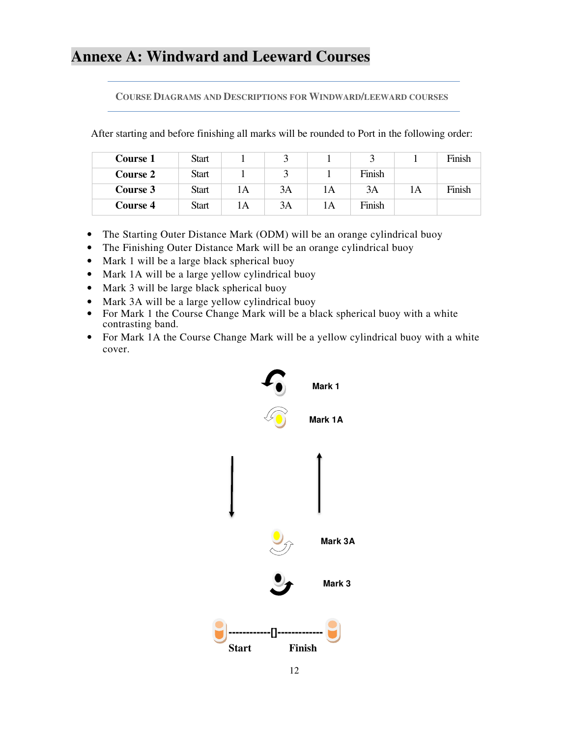# Annexe A: Windward and Leeward Courses

## COURSE DIAGRAMS AND DESCRIPTIONS FOR WINDWARD/LEEWARD COURSES

After starting and before finishing all marks will be rounded to Port in the following order:

| | | | | | | | |
|---|---|---|---|---|---|---|---|
| **Course 1** | Start | 1 | 3 | 1 | 3 | 1 | Finish |
| **Course 2** | Start | 1 | 3 | 1 | Finish | | |
| **Course 3** | Start | 1A | 3A | 1A | 3A | 1A | Finish |
| **Course 4** | Start | 1A | 3A | 1A | Finish | | |

- The Starting Outer Distance Mark (ODM) will be an orange cylindrical buoy
- The Finishing Outer Distance Mark will be an orange cylindrical buoy
- Mark 1 will be a large black spherical buoy
- Mark 1A will be a large yellow cylindrical buoy
- Mark 3 will be large black spherical buoy
- Mark 3A will be a large yellow cylindrical buoy
- For Mark 1 the Course Change Mark will be a black spherical buoy with a white contrasting band.
- For Mark 1A the Course Change Mark will be a yellow cylindrical buoy with a white cover.

Mark 1

Mark 1A

Mark 3A

Mark 3

Start ------------[]------------ Finish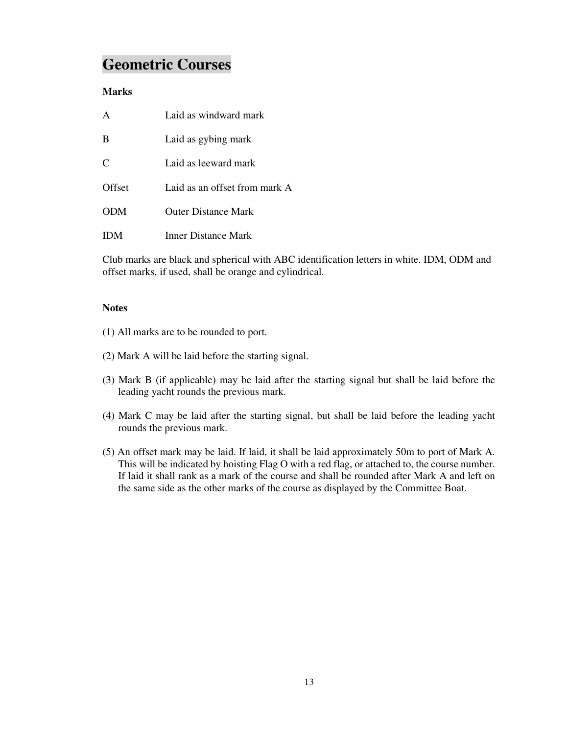# Geometric Courses

**Marks**

| | |
|---|---|
| A | Laid as windward mark |
| B | Laid as gybing mark |
| C | Laid as leeward mark |
| Offset | Laid as an offset from mark A |
| ODM | Outer Distance Mark |
| IDM | Inner Distance Mark |

Club marks are black and spherical with ABC identification letters in white. IDM, ODM and offset marks, if used, shall be orange and cylindrical.

**Notes**

(1) All marks are to be rounded to port.

(2) Mark A will be laid before the starting signal.

(3) Mark B (if applicable) may be laid after the starting signal but shall be laid before the leading yacht rounds the previous mark.

(4) Mark C may be laid after the starting signal, but shall be laid before the leading yacht rounds the previous mark.

(5) An offset mark may be laid. If laid, it shall be laid approximately 50m to port of Mark A. This will be indicated by hoisting Flag O with a red flag, or attached to, the course number. If laid it shall rank as a mark of the course and shall be rounded after Mark A and left on the same side as the other marks of the course as displayed by the Committee Boat.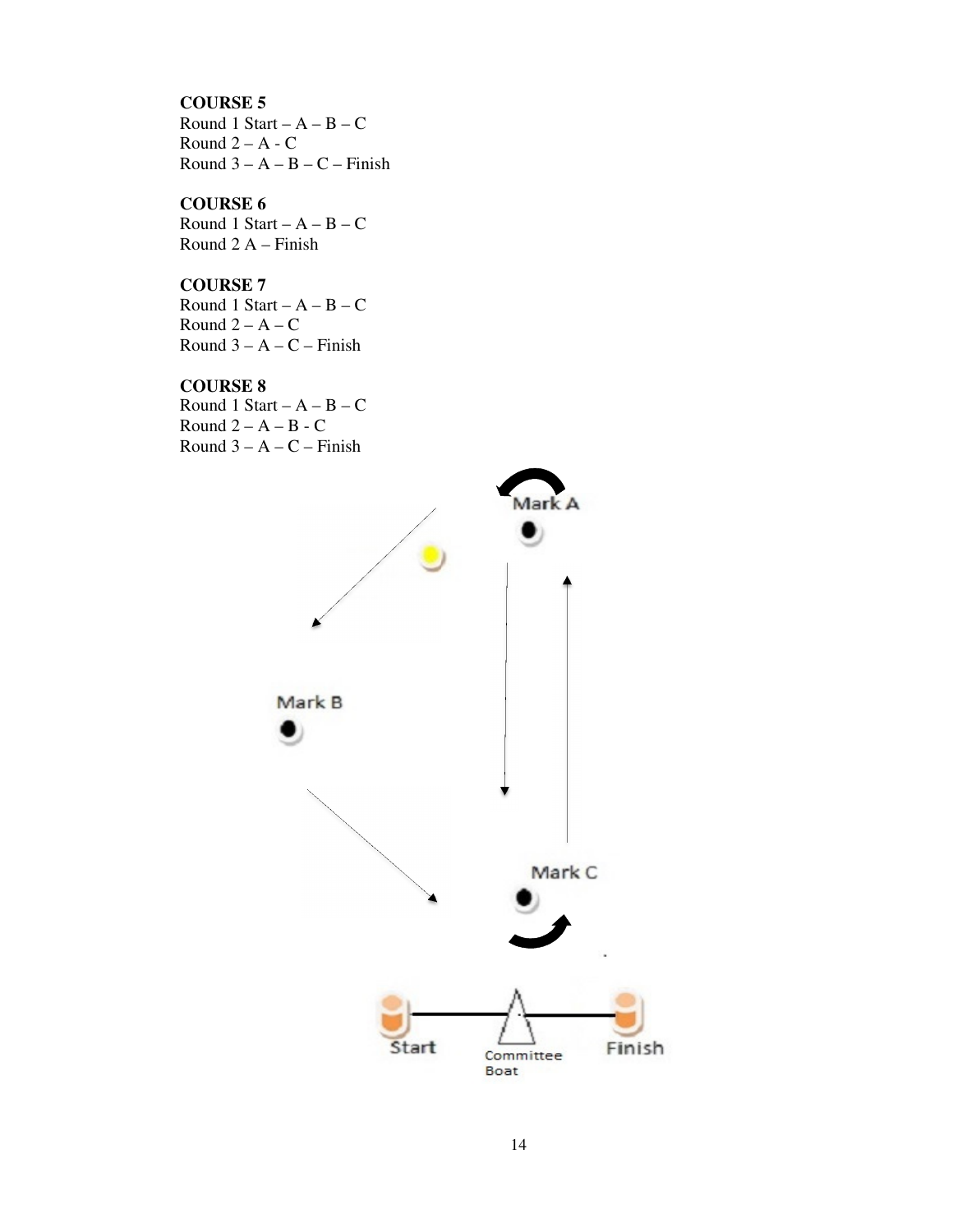**COURSE 5**
Round 1 Start – A – B – C
Round 2 – A - C
Round 3 – A – B – C – Finish

**COURSE 6**
Round 1 Start – A – B – C
Round 2 A – Finish

**COURSE 7**
Round 1 Start – A – B – C
Round 2 – A – C
Round 3 – A – C – Finish

**COURSE 8**
Round 1 Start – A – B – C
Round 2 – A – B - C
Round 3 – A – C – Finish

Mark A

Mark B

Mark C

Start

Committee Boat

Finish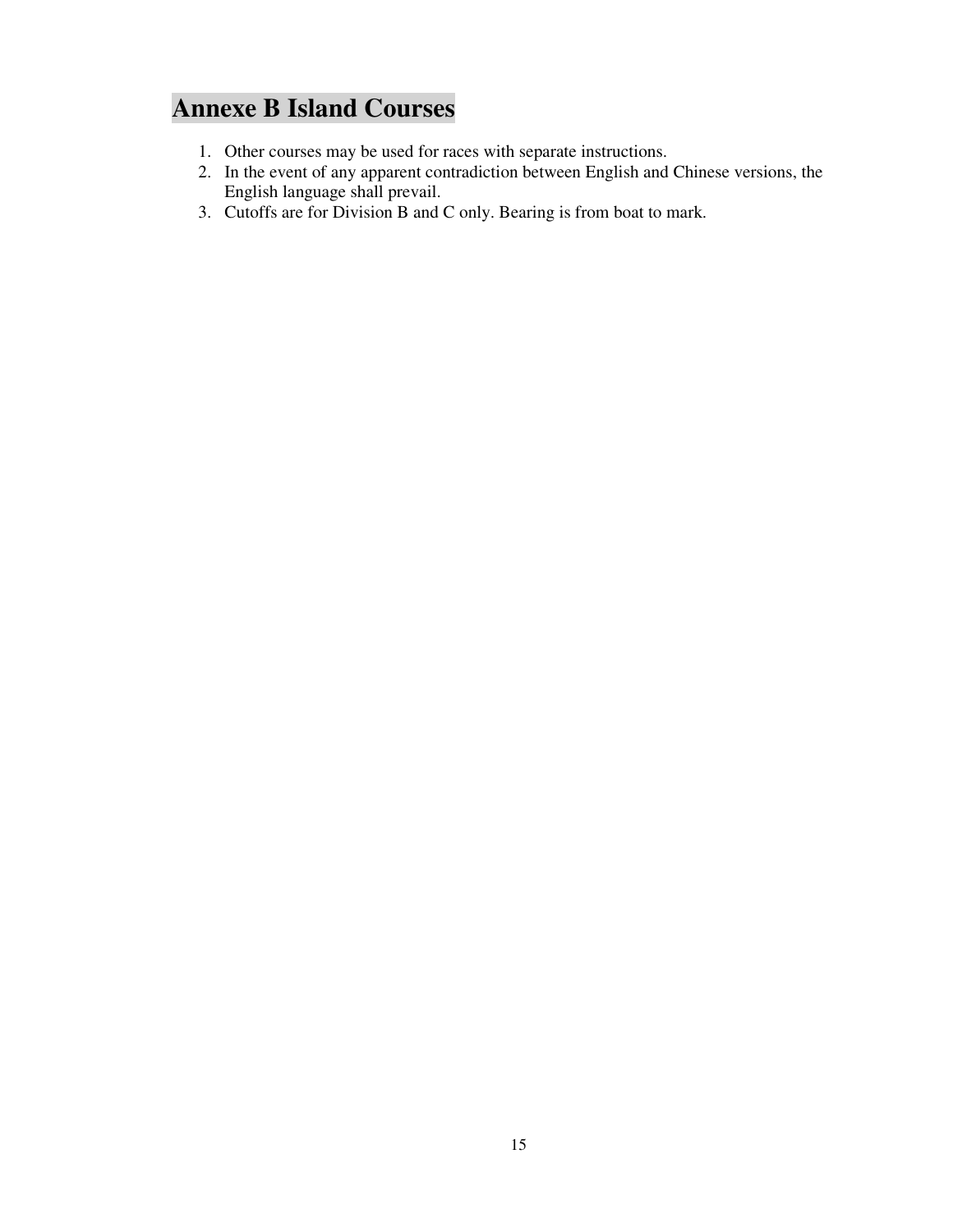# Annexe B Island Courses

1. Other courses may be used for races with separate instructions.
2. In the event of any apparent contradiction between English and Chinese versions, the English language shall prevail.
3. Cutoffs are for Division B and C only. Bearing is from boat to mark.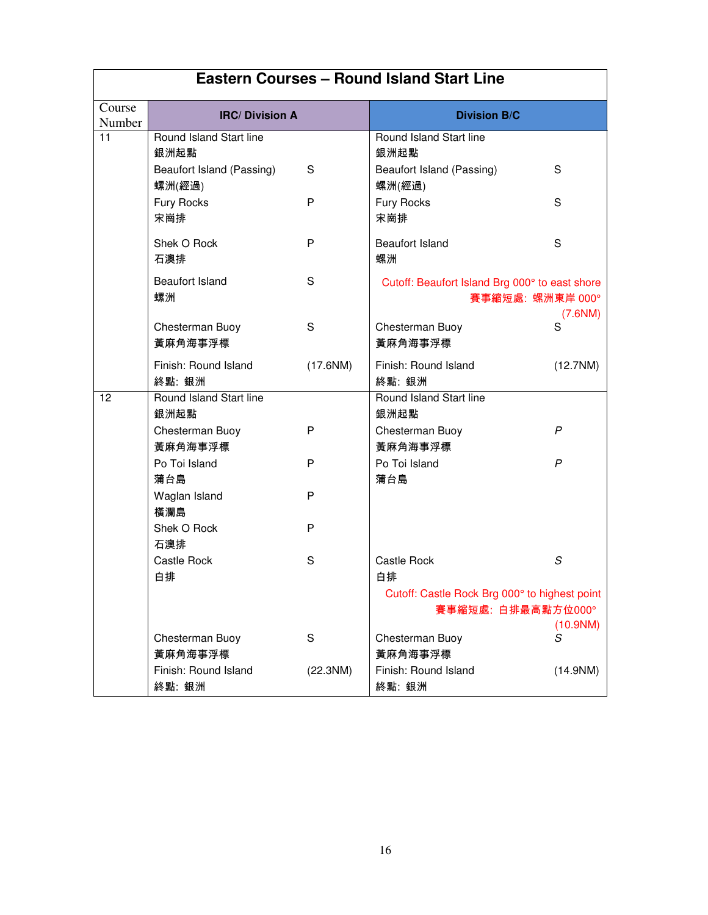# Eastern Courses – Round Island Start Line

| Course Number | IRC/ Division A | | Division B/C | |
|---|---|---|---|---|
| 11 | Round Island Start line<br>銀洲起點 | | Round Island Start line<br>銀洲起點 | |
| | Beaufort Island (Passing)<br>螺洲(經過) | S | Beaufort Island (Passing)<br>螺洲(經過) | S |
| | Fury Rocks<br>宋崗排 | P | Fury Rocks<br>宋崗排 | S |
| | Shek O Rock<br>石澳排 | P | Beaufort Island<br>螺洲 | S |
| | Beaufort Island<br>螺洲 | S | Cutoff: Beaufort Island Brg 000° to east shore<br>賽事縮短處: 螺洲東岸 000°<br>(7.6NM) | |
| | Chesterman Buoy<br>黃麻角海事浮標 | S | Chesterman Buoy<br>黃麻角海事浮標 | S |
| | Finish: Round Island<br>終點: 銀洲 | (17.6NM) | Finish: Round Island<br>終點: 銀洲 | (12.7NM) |
| 12 | Round Island Start line<br>銀洲起點 | | Round Island Start line<br>銀洲起點 | |
| | Chesterman Buoy<br>黃麻角海事浮標 | P | Chesterman Buoy<br>黃麻角海事浮標 | *P* |
| | Po Toi Island<br>蒲台島 | P | Po Toi Island<br>蒲台島 | *P* |
| | Waglan Island<br>橫瀾島 | P | | |
| | Shek O Rock<br>石澳排 | P | | |
| | Castle Rock<br>白排 | S | Castle Rock<br>白排 | *S* |
| | | | Cutoff: Castle Rock Brg 000° to highest point<br>賽事縮短處: 白排最高點方位000°<br>(10.9NM) | |
| | Chesterman Buoy<br>黃麻角海事浮標 | S | Chesterman Buoy<br>黃麻角海事浮標 | *S* |
| | Finish: Round Island<br>終點: 銀洲 | (22.3NM) | Finish: Round Island<br>終點: 銀洲 | (14.9NM) |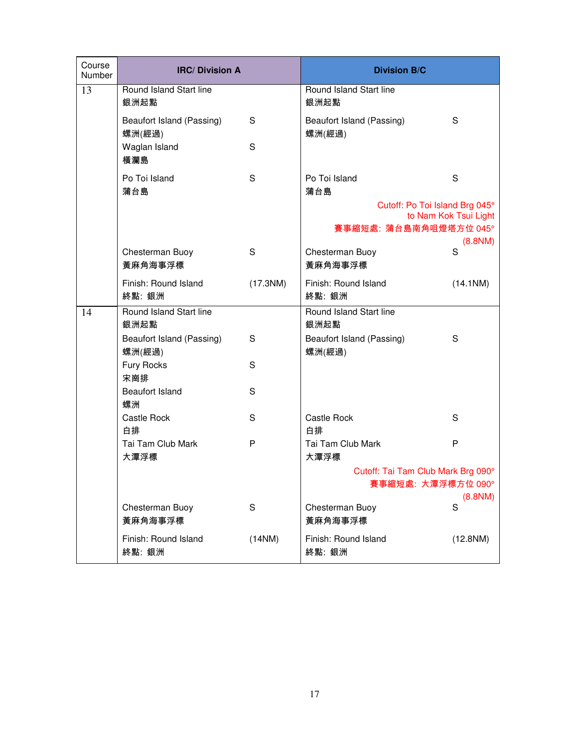| Course Number | IRC/ Division A | | Division B/C | |
|---|---|---|---|---|
| 13 | Round Island Start line<br>銀洲起點 | | Round Island Start line<br>銀洲起點 | |
| | Beaufort Island (Passing)<br>螺洲(經過) | S | Beaufort Island (Passing)<br>螺洲(經過) | S |
| | Waglan Island<br>橫瀾島 | S | | |
| | Po Toi Island<br>蒲台島 | S | Po Toi Island<br>蒲台島 | S |
| | | | Cutoff: Po Toi Island Brg 045° to Nam Kok Tsui Light<br>賽事縮短處: 蒲台島南角咀燈塔方位 045° (8.8NM) | |
| | Chesterman Buoy<br>黃麻角海事浮標 | S | Chesterman Buoy<br>黃麻角海事浮標 | S |
| | Finish: Round Island<br>終點: 銀洲 | (17.3NM) | Finish: Round Island<br>終點: 銀洲 | (14.1NM) |
| 14 | Round Island Start line<br>銀洲起點 | | Round Island Start line<br>銀洲起點 | |
| | Beaufort Island (Passing)<br>螺洲(經過) | S | Beaufort Island (Passing)<br>螺洲(經過) | S |
| | Fury Rocks<br>宋崗排 | S | | |
| | Beaufort Island<br>螺洲 | S | | |
| | Castle Rock<br>白排 | S | Castle Rock<br>白排 | S |
| | Tai Tam Club Mark<br>大潭浮標 | P | Tai Tam Club Mark<br>大潭浮標 | P |
| | | | Cutoff: Tai Tam Club Mark Brg 090°<br>賽事縮短處: 大潭浮標方位 090° (8.8NM) | |
| | Chesterman Buoy<br>黃麻角海事浮標 | S | Chesterman Buoy<br>黃麻角海事浮標 | S |
| | Finish: Round Island<br>終點: 銀洲 | (14NM) | Finish: Round Island<br>終點: 銀洲 | (12.8NM) |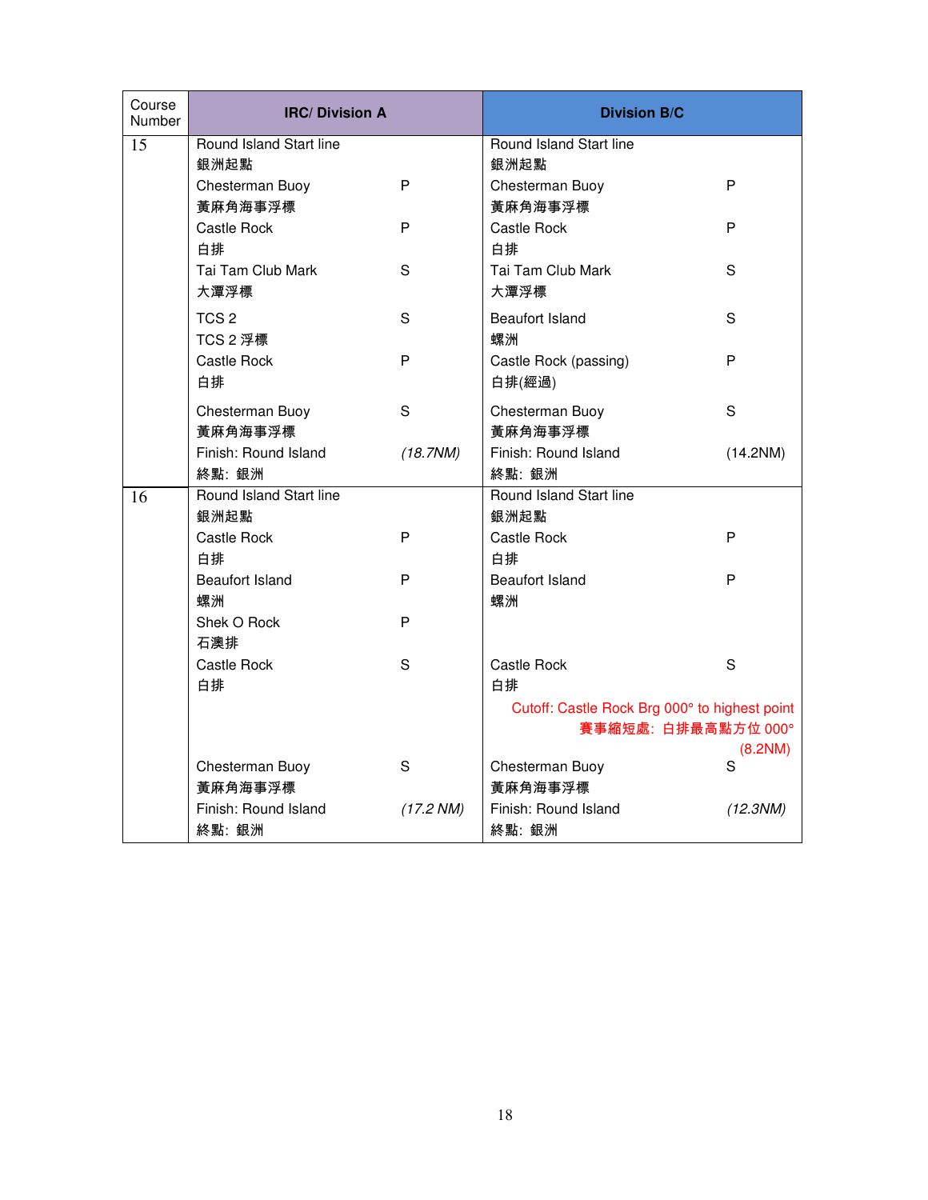| Course Number | IRC/ Division A | | Division B/C | |
|---|---|---|---|---|
| 15 | Round Island Start line<br>銀洲起點 | | Round Island Start line<br>銀洲起點 | |
| | Chesterman Buoy<br>黃麻角海事浮標 | P | Chesterman Buoy<br>黃麻角海事浮標 | P |
| | Castle Rock<br>白排 | P | Castle Rock<br>白排 | P |
| | Tai Tam Club Mark<br>大潭浮標 | S | Tai Tam Club Mark<br>大潭浮標 | S |
| | TCS 2<br>TCS 2 浮標 | S | Beaufort Island<br>螺洲 | S |
| | Castle Rock<br>白排 | P | Castle Rock (passing)<br>白排(經過) | P |
| | Chesterman Buoy<br>黃麻角海事浮標 | S | Chesterman Buoy<br>黃麻角海事浮標 | S |
| | Finish: Round Island<br>終點: 銀洲 | *(18.7NM)* | Finish: Round Island<br>終點: 銀洲 | (14.2NM) |
| 16 | Round Island Start line<br>銀洲起點 | | Round Island Start line<br>銀洲起點 | |
| | Castle Rock<br>白排 | P | Castle Rock<br>白排 | P |
| | Beaufort Island<br>螺洲 | P | Beaufort Island<br>螺洲 | P |
| | Shek O Rock<br>石澳排 | P | | |
| | Castle Rock<br>白排 | S | Castle Rock<br>白排 | S |
| | | | Cutoff: Castle Rock Brg 000° to highest point<br>賽事縮短處: 白排最高點方位 000°<br>(8.2NM) | |
| | Chesterman Buoy<br>黃麻角海事浮標 | S | Chesterman Buoy<br>黃麻角海事浮標 | S |
| | Finish: Round Island<br>終點: 銀洲 | *(17.2 NM)* | Finish: Round Island<br>終點: 銀洲 | *(12.3NM)* |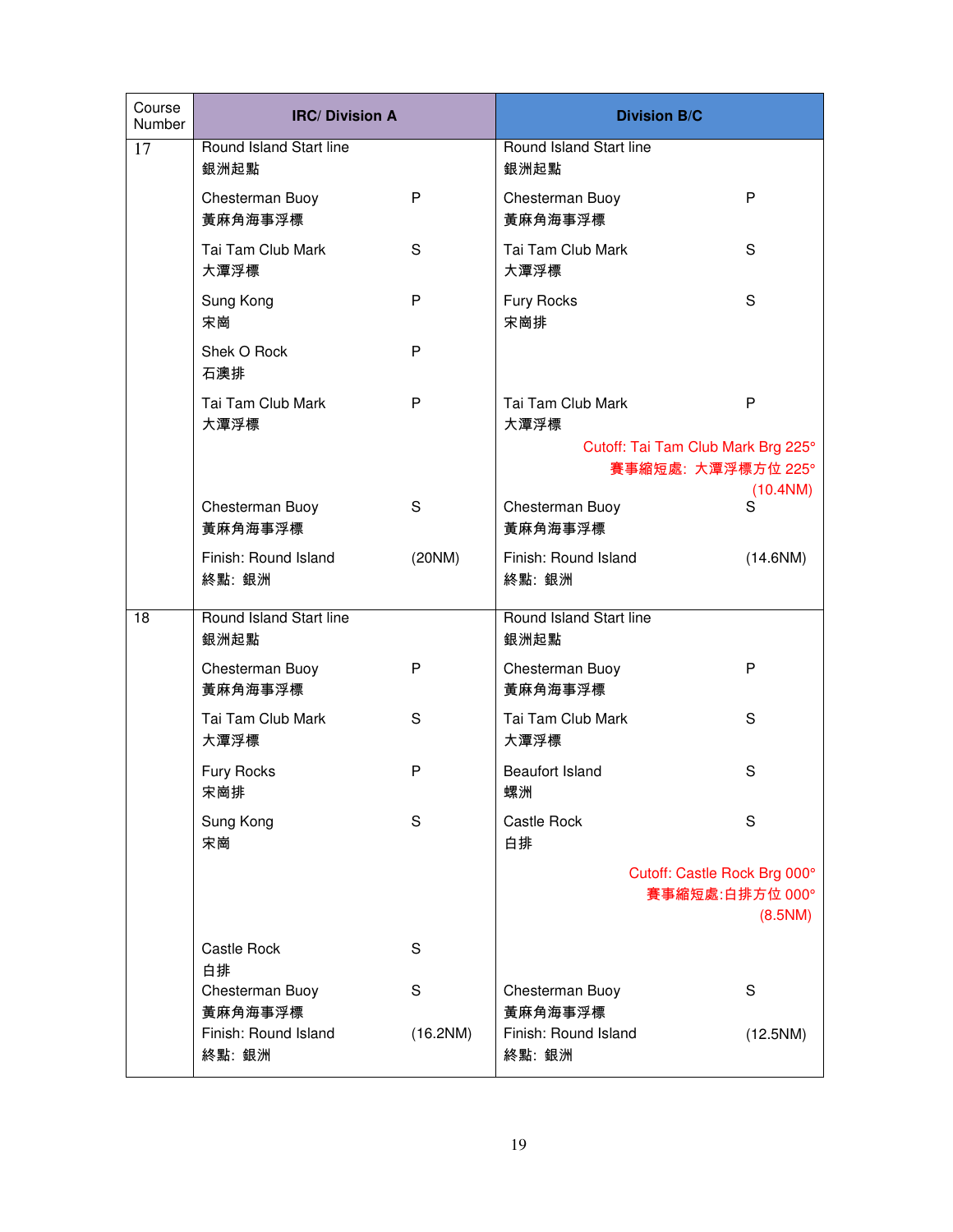| Course Number | IRC/ Division A | | Division B/C | |
|---|---|---|---|---|
| 17 | Round Island Start line 銀洲起點 | | Round Island Start line 銀洲起點 | |
| | Chesterman Buoy 黃麻角海事浮標 | P | Chesterman Buoy 黃麻角海事浮標 | P |
| | Tai Tam Club Mark 大潭浮標 | S | Tai Tam Club Mark 大潭浮標 | S |
| | Sung Kong 宋崗 | P | Fury Rocks 宋崗排 | S |
| | Shek O Rock 石澳排 | P | | |
| | Tai Tam Club Mark 大潭浮標 | P | Tai Tam Club Mark 大潭浮標 | P |
| | | | Cutoff: Tai Tam Club Mark Brg 225° 賽事縮短處: 大潭浮標方位 225° (10.4NM) | |
| | Chesterman Buoy 黃麻角海事浮標 | S | Chesterman Buoy 黃麻角海事浮標 | S |
| | Finish: Round Island 終點: 銀洲 | (20NM) | Finish: Round Island 終點: 銀洲 | (14.6NM) |
| 18 | Round Island Start line 銀洲起點 | | Round Island Start line 銀洲起點 | |
| | Chesterman Buoy 黃麻角海事浮標 | P | Chesterman Buoy 黃麻角海事浮標 | P |
| | Tai Tam Club Mark 大潭浮標 | S | Tai Tam Club Mark 大潭浮標 | S |
| | Fury Rocks 宋崗排 | P | Beaufort Island 螺洲 | S |
| | Sung Kong 宋崗 | S | Castle Rock 白排 | S |
| | | | Cutoff: Castle Rock Brg 000° 賽事縮短處:白排方位 000° (8.5NM) | |
| | Castle Rock 白排 | S | | |
| | Chesterman Buoy 黃麻角海事浮標 | S | Chesterman Buoy 黃麻角海事浮標 | S |
| | Finish: Round Island 終點: 銀洲 | (16.2NM) | Finish: Round Island 終點: 銀洲 | (12.5NM) |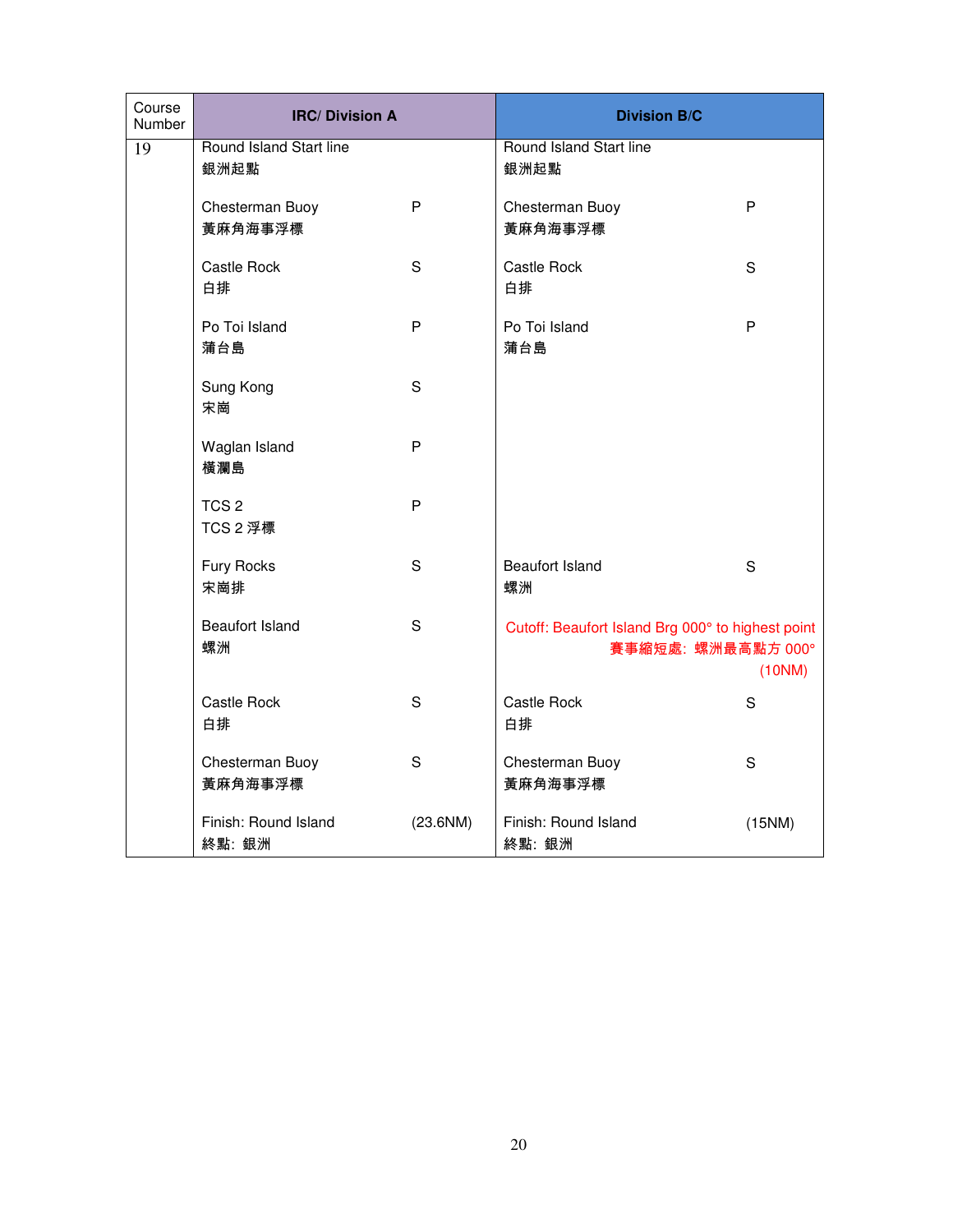| Course Number | IRC/ Division A | | Division B/C | |
|---|---|---|---|---|
| 19 | Round Island Start line<br>銀洲起點 | | Round Island Start line<br>銀洲起點 | |
| | Chesterman Buoy<br>黃麻角海事浮標 | P | Chesterman Buoy<br>黃麻角海事浮標 | P |
| | Castle Rock<br>白排 | S | Castle Rock<br>白排 | S |
| | Po Toi Island<br>蒲台島 | P | Po Toi Island<br>蒲台島 | P |
| | Sung Kong<br>宋崗 | S | | |
| | Waglan Island<br>橫瀾島 | P | | |
| | TCS 2<br>TCS 2 浮標 | P | | |
| | Fury Rocks<br>宋崗排 | S | Beaufort Island<br>螺洲 | S |
| | Beaufort Island<br>螺洲 | S | Cutoff: Beaufort Island Brg 000° to highest point<br>賽事縮短處: 螺洲最高點方 000°<br>(10NM) | |
| | Castle Rock<br>白排 | S | Castle Rock<br>白排 | S |
| | Chesterman Buoy<br>黃麻角海事浮標 | S | Chesterman Buoy<br>黃麻角海事浮標 | S |
| | Finish: Round Island<br>終點: 銀洲 | (23.6NM) | Finish: Round Island<br>終點: 銀洲 | (15NM) |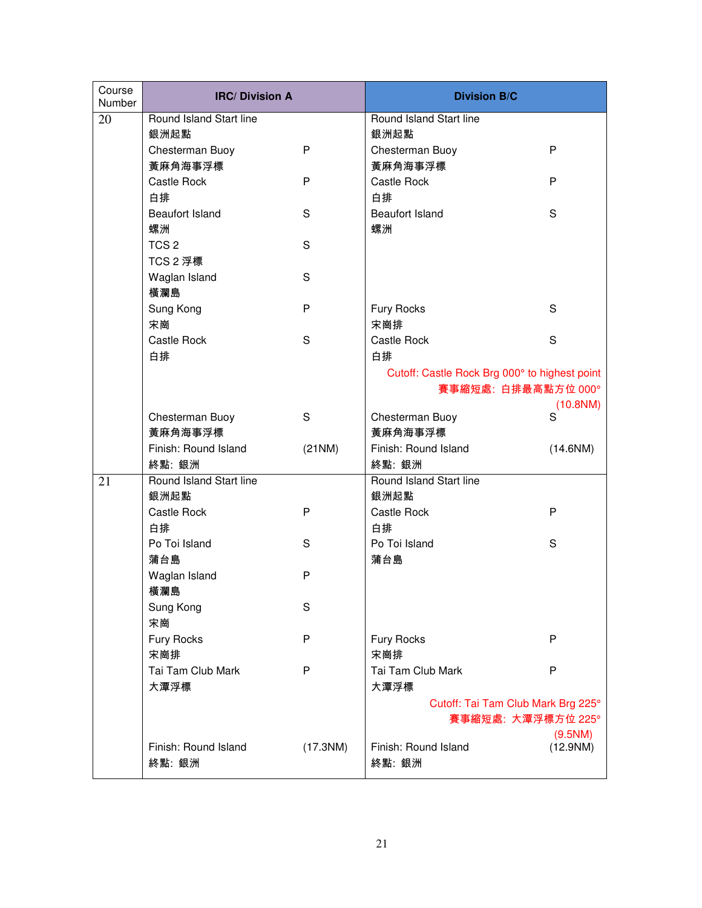| Course Number | IRC/ Division A | | Division B/C | |
|---|---|---|---|---|
| 20 | Round Island Start line<br>銀洲起點 | | Round Island Start line<br>銀洲起點 | |
| | Chesterman Buoy<br>黃麻角海事浮標 | P | Chesterman Buoy<br>黃麻角海事浮標 | P |
| | Castle Rock<br>白排 | P | Castle Rock<br>白排 | P |
| | Beaufort Island<br>螺洲 | S | Beaufort Island<br>螺洲 | S |
| | TCS 2<br>TCS 2 浮標 | S | | |
| | Waglan Island<br>橫瀾島 | S | | |
| | Sung Kong<br>宋崗 | P | Fury Rocks<br>宋崗排 | S |
| | Castle Rock<br>白排 | S | Castle Rock<br>白排<br>Cutoff: Castle Rock Brg 000° to highest point<br>賽事縮短處：白排最高點方位 000°<br>(10.8NM) | S |
| | Chesterman Buoy<br>黃麻角海事浮標 | S | Chesterman Buoy<br>黃麻角海事浮標 | S |
| | Finish: Round Island<br>終點：銀洲 | (21NM) | Finish: Round Island<br>終點：銀洲 | (14.6NM) |
| 21 | Round Island Start line<br>銀洲起點 | | Round Island Start line<br>銀洲起點 | |
| | Castle Rock<br>白排 | P | Castle Rock<br>白排 | P |
| | Po Toi Island<br>蒲台島 | S | Po Toi Island<br>蒲台島 | S |
| | Waglan Island<br>橫瀾島 | P | | |
| | Sung Kong<br>宋崗 | S | | |
| | Fury Rocks<br>宋崗排 | P | Fury Rocks<br>宋崗排 | P |
| | Tai Tam Club Mark<br>大潭浮標 | P | Tai Tam Club Mark<br>大潭浮標<br>Cutoff: Tai Tam Club Mark Brg 225°<br>賽事縮短處：大潭浮標方位 225°<br>(9.5NM) | P |
| | Finish: Round Island<br>終點：銀洲 | (17.3NM) | Finish: Round Island<br>終點：銀洲 | (12.9NM) |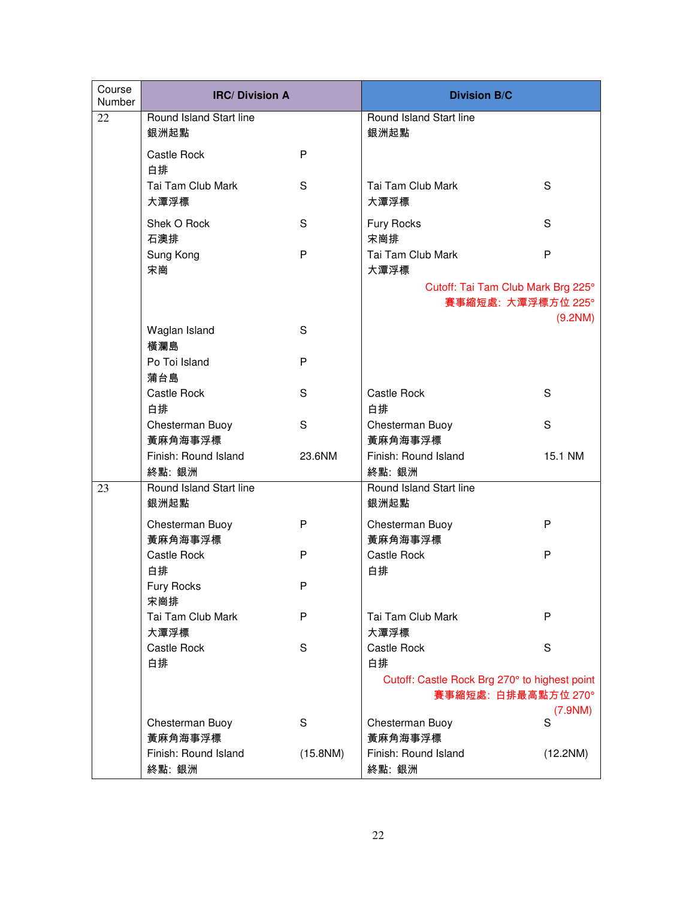| Course Number | IRC/ Division A | | Division B/C | |
|---|---|---|---|---|
| 22 | Round Island Start line<br>銀洲起點 | | Round Island Start line<br>銀洲起點 | |
| | Castle Rock<br>白排 | P | | |
| | Tai Tam Club Mark<br>大潭浮標 | S | Tai Tam Club Mark<br>大潭浮標 | S |
| | Shek O Rock<br>石澳排 | S | Fury Rocks<br>宋崗排 | S |
| | Sung Kong<br>宋崗 | P | Tai Tam Club Mark<br>大潭浮標 | P |
| | | | Cutoff: Tai Tam Club Mark Brg 225°<br>賽事縮短處: 大潭浮標方位 225°<br>(9.2NM) | |
| | Waglan Island<br>橫瀾島 | S | | |
| | Po Toi Island<br>蒲台島 | P | | |
| | Castle Rock<br>白排 | S | Castle Rock<br>白排 | S |
| | Chesterman Buoy<br>黃麻角海事浮標 | S | Chesterman Buoy<br>黃麻角海事浮標 | S |
| | Finish: Round Island<br>終點: 銀洲 | 23.6NM | Finish: Round Island<br>終點: 銀洲 | 15.1 NM |
| 23 | Round Island Start line<br>銀洲起點 | | Round Island Start line<br>銀洲起點 | |
| | Chesterman Buoy<br>黃麻角海事浮標 | P | Chesterman Buoy<br>黃麻角海事浮標 | P |
| | Castle Rock<br>白排 | P | Castle Rock<br>白排 | P |
| | Fury Rocks<br>宋崗排 | P | | |
| | Tai Tam Club Mark<br>大潭浮標 | P | Tai Tam Club Mark<br>大潭浮標 | P |
| | Castle Rock<br>白排 | S | Castle Rock<br>白排 | S |
| | | | Cutoff: Castle Rock Brg 270° to highest point<br>賽事縮短處: 白排最高點方位 270°<br>(7.9NM) | |
| | Chesterman Buoy<br>黃麻角海事浮標 | S | Chesterman Buoy<br>黃麻角海事浮標 | S |
| | Finish: Round Island<br>終點: 銀洲 | (15.8NM) | Finish: Round Island<br>終點: 銀洲 | (12.2NM) |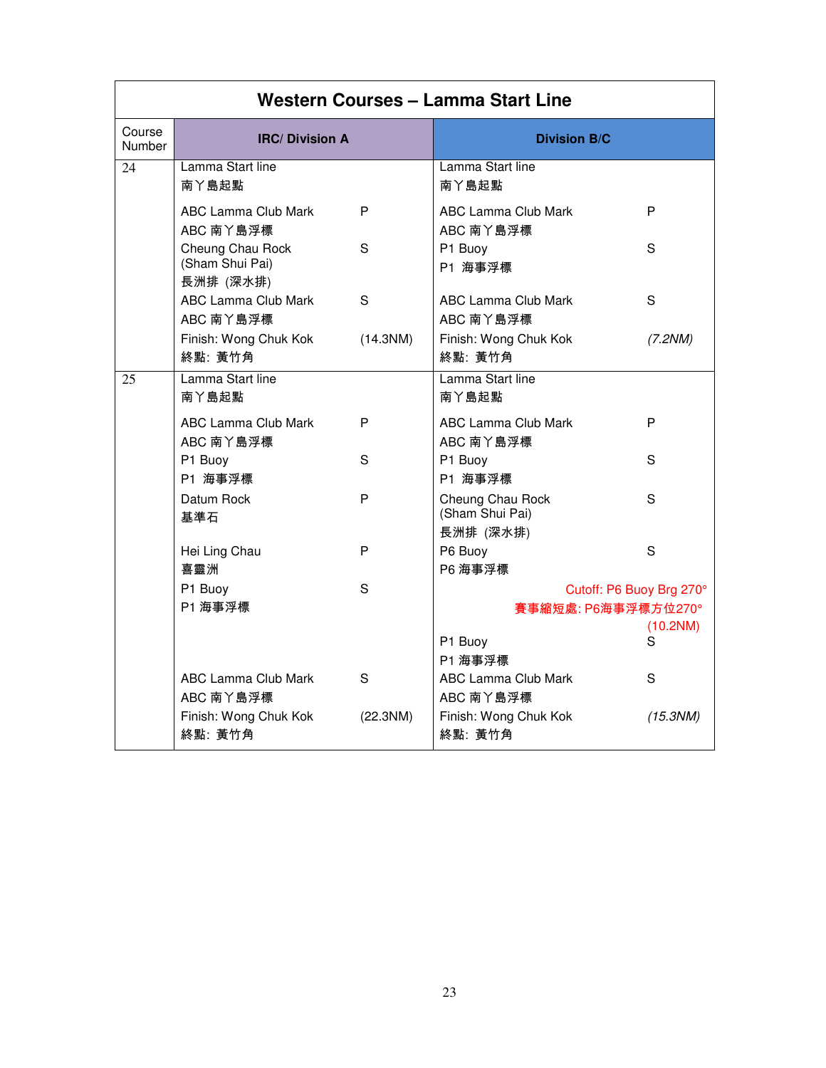# Western Courses – Lamma Start Line

| Course Number | IRC/ Division A | | Division B/C | |
|---|---|---|---|---|
| 24 | Lamma Start line<br>南丫島起點 | | Lamma Start line<br>南丫島起點 | |
| | ABC Lamma Club Mark<br>ABC 南丫島浮標 | P | ABC Lamma Club Mark<br>ABC 南丫島浮標 | P |
| | Cheung Chau Rock (Sham Shui Pai)<br>長洲排 (深水排) | S | P1 Buoy<br>P1 海事浮標 | S |
| | ABC Lamma Club Mark<br>ABC 南丫島浮標 | S | ABC Lamma Club Mark<br>ABC 南丫島浮標 | S |
| | Finish: Wong Chuk Kok<br>終點: 黃竹角 | (14.3NM) | Finish: Wong Chuk Kok<br>終點: 黃竹角 | *(7.2NM)* |
| 25 | Lamma Start line<br>南丫島起點 | | Lamma Start line<br>南丫島起點 | |
| | ABC Lamma Club Mark<br>ABC 南丫島浮標 | P | ABC Lamma Club Mark<br>ABC 南丫島浮標 | P |
| | P1 Buoy<br>P1 海事浮標 | S | P1 Buoy<br>P1 海事浮標 | S |
| | Datum Rock<br>基準石 | P | Cheung Chau Rock (Sham Shui Pai)<br>長洲排 (深水排) | S |
| | Hei Ling Chau<br>喜靈洲 | P | P6 Buoy<br>P6 海事浮標 | S |
| | P1 Buoy<br>P1 海事浮標 | S | Cutoff: P6 Buoy Brg 270°<br>賽事縮短處: P6海事浮標方位270°<br>(10.2NM) | |
| | | | P1 Buoy<br>P1 海事浮標 | S |
| | ABC Lamma Club Mark<br>ABC 南丫島浮標 | S | ABC Lamma Club Mark<br>ABC 南丫島浮標 | S |
| | Finish: Wong Chuk Kok<br>終點: 黃竹角 | (22.3NM) | Finish: Wong Chuk Kok<br>終點: 黃竹角 | *(15.3NM)* |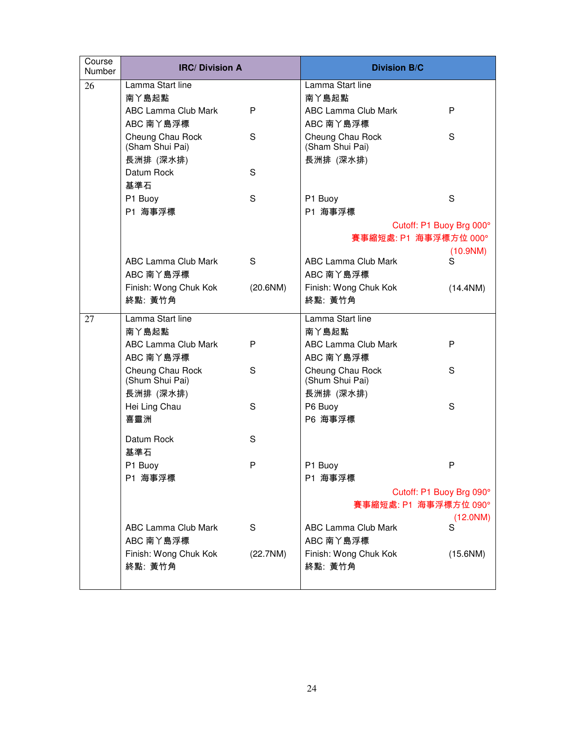| Course Number | IRC/ Division A | | Division B/C | |
|---|---|---|---|---|
| 26 | Lamma Start line<br>南丫島起點 | | Lamma Start line<br>南丫島起點 | |
| | ABC Lamma Club Mark<br>ABC 南丫島浮標 | P | ABC Lamma Club Mark<br>ABC 南丫島浮標 | P |
| | Cheung Chau Rock (Sham Shui Pai)<br>長洲排 (深水排) | S | Cheung Chau Rock (Sham Shui Pai)<br>長洲排 (深水排) | S |
| | Datum Rock<br>基準石 | S | | |
| | P1 Buoy<br>P1 海事浮標 | S | P1 Buoy<br>P1 海事浮標 | S |
| | | | Cutoff: P1 Buoy Brg 000°<br>賽事縮短處: P1 海事浮標方位 000°<br>(10.9NM) | |
| | ABC Lamma Club Mark<br>ABC 南丫島浮標 | S | ABC Lamma Club Mark<br>ABC 南丫島浮標 | S |
| | Finish: Wong Chuk Kok<br>終點: 黃竹角 | (20.6NM) | Finish: Wong Chuk Kok<br>終點: 黃竹角 | (14.4NM) |
| 27 | Lamma Start line<br>南丫島起點 | | Lamma Start line<br>南丫島起點 | |
| | ABC Lamma Club Mark<br>ABC 南丫島浮標 | P | ABC Lamma Club Mark<br>ABC 南丫島浮標 | P |
| | Cheung Chau Rock (Shum Shui Pai)<br>長洲排 (深水排) | S | Cheung Chau Rock (Shum Shui Pai)<br>長洲排 (深水排) | S |
| | Hei Ling Chau<br>喜靈洲 | S | P6 Buoy<br>P6 海事浮標 | S |
| | Datum Rock<br>基準石 | S | | |
| | P1 Buoy<br>P1 海事浮標 | P | P1 Buoy<br>P1 海事浮標 | P |
| | | | Cutoff: P1 Buoy Brg 090°<br>賽事縮短處: P1 海事浮標方位 090°<br>(12.0NM) | |
| | ABC Lamma Club Mark<br>ABC 南丫島浮標 | S | ABC Lamma Club Mark<br>ABC 南丫島浮標 | S |
| | Finish: Wong Chuk Kok<br>終點: 黃竹角 | (22.7NM) | Finish: Wong Chuk Kok<br>終點: 黃竹角 | (15.6NM) |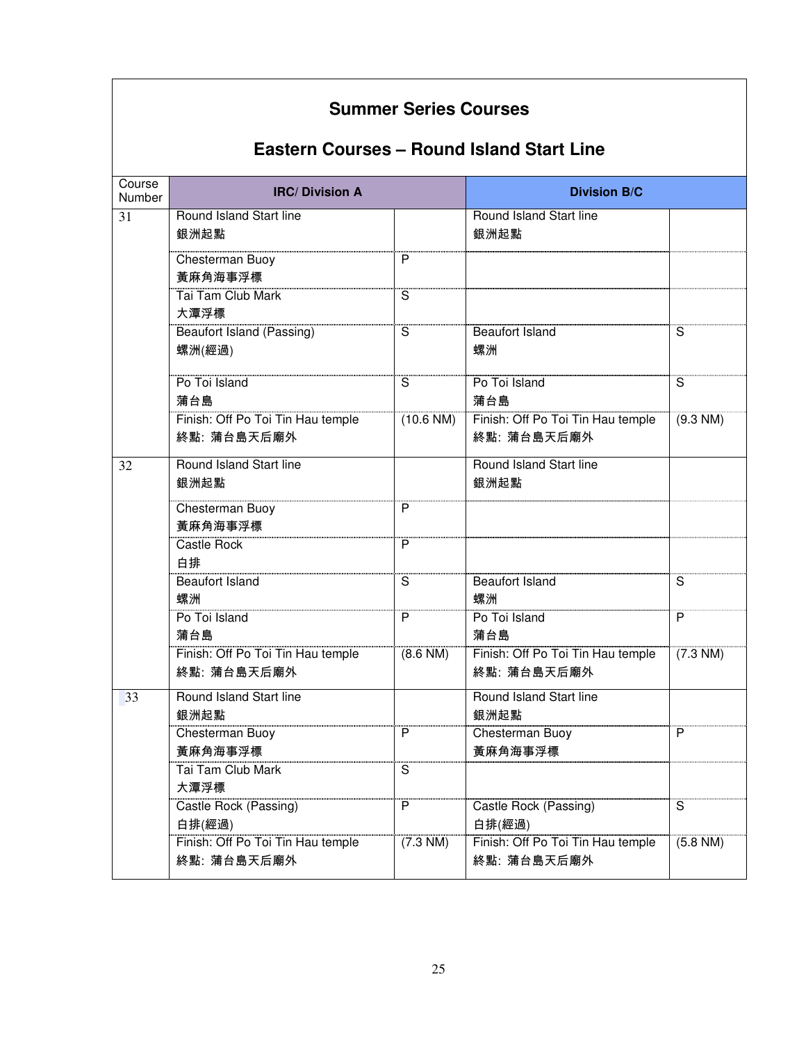## Summer Series Courses

## Eastern Courses – Round Island Start Line

| Course Number | IRC/ Division A | | Division B/C | |
|---|---|---|---|---|
| 31 | Round Island Start line 銀洲起點 | | Round Island Start line 銀洲起點 | |
| | Chesterman Buoy 黃麻角海事浮標 | P | | |
| | Tai Tam Club Mark 大潭浮標 | S | | |
| | Beaufort Island (Passing) 螺洲(經過) | S | Beaufort Island 螺洲 | S |
| | Po Toi Island 蒲台島 | S | Po Toi Island 蒲台島 | S |
| | Finish: Off Po Toi Tin Hau temple 終點: 蒲台島天后廟外 | (10.6 NM) | Finish: Off Po Toi Tin Hau temple 終點: 蒲台島天后廟外 | (9.3 NM) |
| 32 | Round Island Start line 銀洲起點 | | Round Island Start line 銀洲起點 | |
| | Chesterman Buoy 黃麻角海事浮標 | P | | |
| | Castle Rock 白排 | P | | |
| | Beaufort Island 螺洲 | S | Beaufort Island 螺洲 | S |
| | Po Toi Island 蒲台島 | P | Po Toi Island 蒲台島 | P |
| | Finish: Off Po Toi Tin Hau temple 終點: 蒲台島天后廟外 | (8.6 NM) | Finish: Off Po Toi Tin Hau temple 終點: 蒲台島天后廟外 | (7.3 NM) |
| 33 | Round Island Start line 銀洲起點 | | Round Island Start line 銀洲起點 | |
| | Chesterman Buoy 黃麻角海事浮標 | P | Chesterman Buoy 黃麻角海事浮標 | P |
| | Tai Tam Club Mark 大潭浮標 | S | | |
| | Castle Rock (Passing) 白排(經過) | P | Castle Rock (Passing) 白排(經過) | S |
| | Finish: Off Po Toi Tin Hau temple 終點: 蒲台島天后廟外 | (7.3 NM) | Finish: Off Po Toi Tin Hau temple 終點: 蒲台島天后廟外 | (5.8 NM) |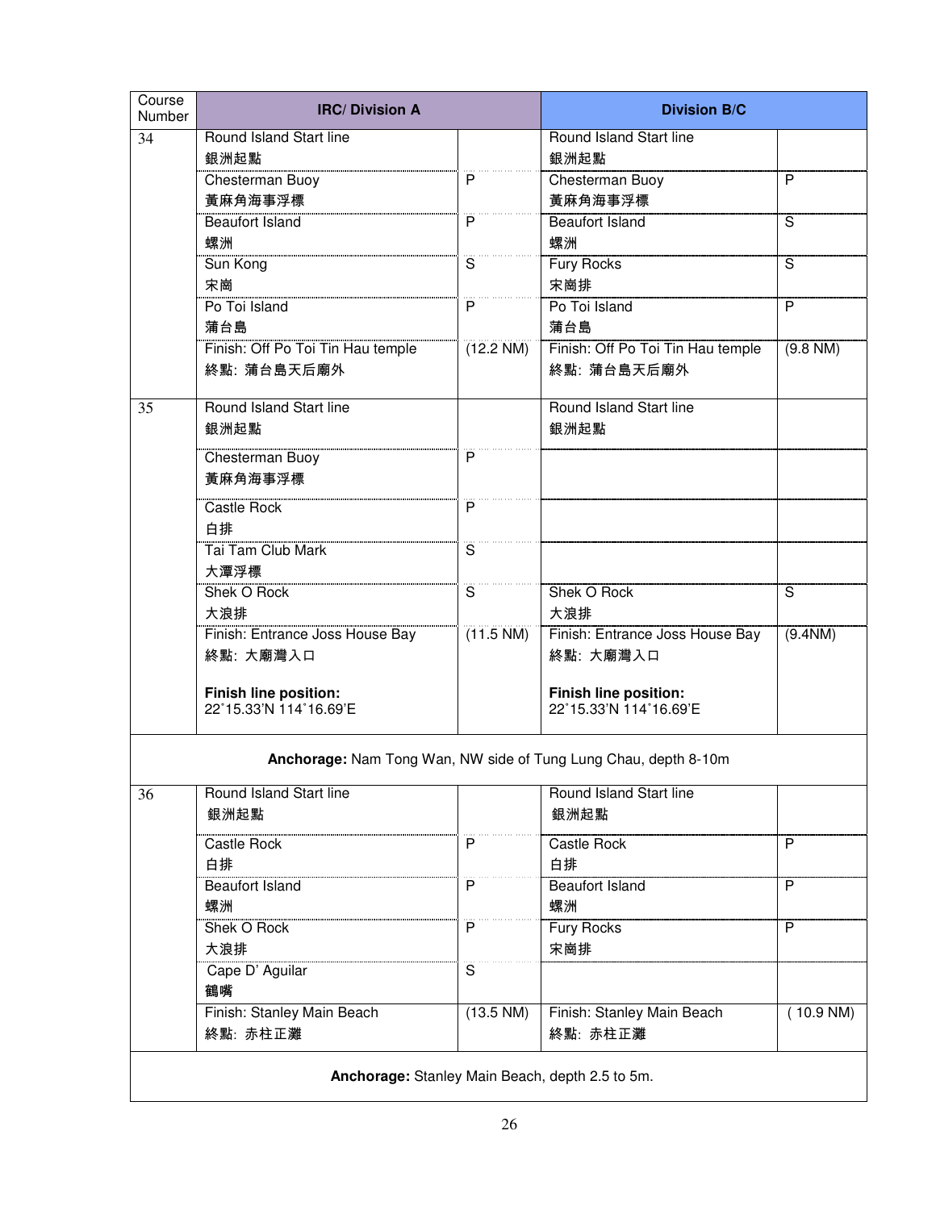| Course Number | IRC/ Division A | | Division B/C | |
|---|---|---|---|---|
| 34 | Round Island Start line<br>銀洲起點 | | Round Island Start line<br>銀洲起點 | |
| | Chesterman Buoy<br>黃麻角海事浮標 | P | Chesterman Buoy<br>黃麻角海事浮標 | P |
| | Beaufort Island<br>螺洲 | P | Beaufort Island<br>螺洲 | S |
| | Sun Kong<br>宋崗 | S | Fury Rocks<br>宋崗排 | S |
| | Po Toi Island<br>蒲台島 | P | Po Toi Island<br>蒲台島 | P |
| | Finish: Off Po Toi Tin Hau temple<br>終點: 蒲台島天后廟外 | (12.2 NM) | Finish: Off Po Toi Tin Hau temple<br>終點: 蒲台島天后廟外 | (9.8 NM) |
| 35 | Round Island Start line<br>銀洲起點 | | Round Island Start line<br>銀洲起點 | |
| | Chesterman Buoy<br>黃麻角海事浮標 | P | | |
| | Castle Rock<br>白排 | P | | |
| | Tai Tam Club Mark<br>大潭浮標 | S | | |
| | Shek O Rock<br>大浪排 | S | Shek O Rock<br>大浪排 | S |
| | Finish: Entrance Joss House Bay<br>終點: 大廟灣入口<br><br>**Finish line position:**<br>22˚15.33'N 114˚16.69'E | (11.5 NM) | Finish: Entrance Joss House Bay<br>終點: 大廟灣入口<br><br>**Finish line position:**<br>22˚15.33'N 114˚16.69'E | (9.4NM) |
| **Anchorage:** Nam Tong Wan, NW side of Tung Lung Chau, depth 8-10m | | | | |
| 36 | Round Island Start line<br>銀洲起點 | | Round Island Start line<br>銀洲起點 | |
| | Castle Rock<br>白排 | P | Castle Rock<br>白排 | P |
| | Beaufort Island<br>螺洲 | P | Beaufort Island<br>螺洲 | P |
| | Shek O Rock<br>大浪排 | P | Fury Rocks<br>宋崗排 | P |
| | Cape D' Aguilar<br>鶴嘴 | S | | |
| | Finish: Stanley Main Beach<br>終點: 赤柱正灘 | (13.5 NM) | Finish: Stanley Main Beach<br>終點: 赤柱正灘 | ( 10.9 NM) |
| **Anchorage:** Stanley Main Beach, depth 2.5 to 5m. | | | | |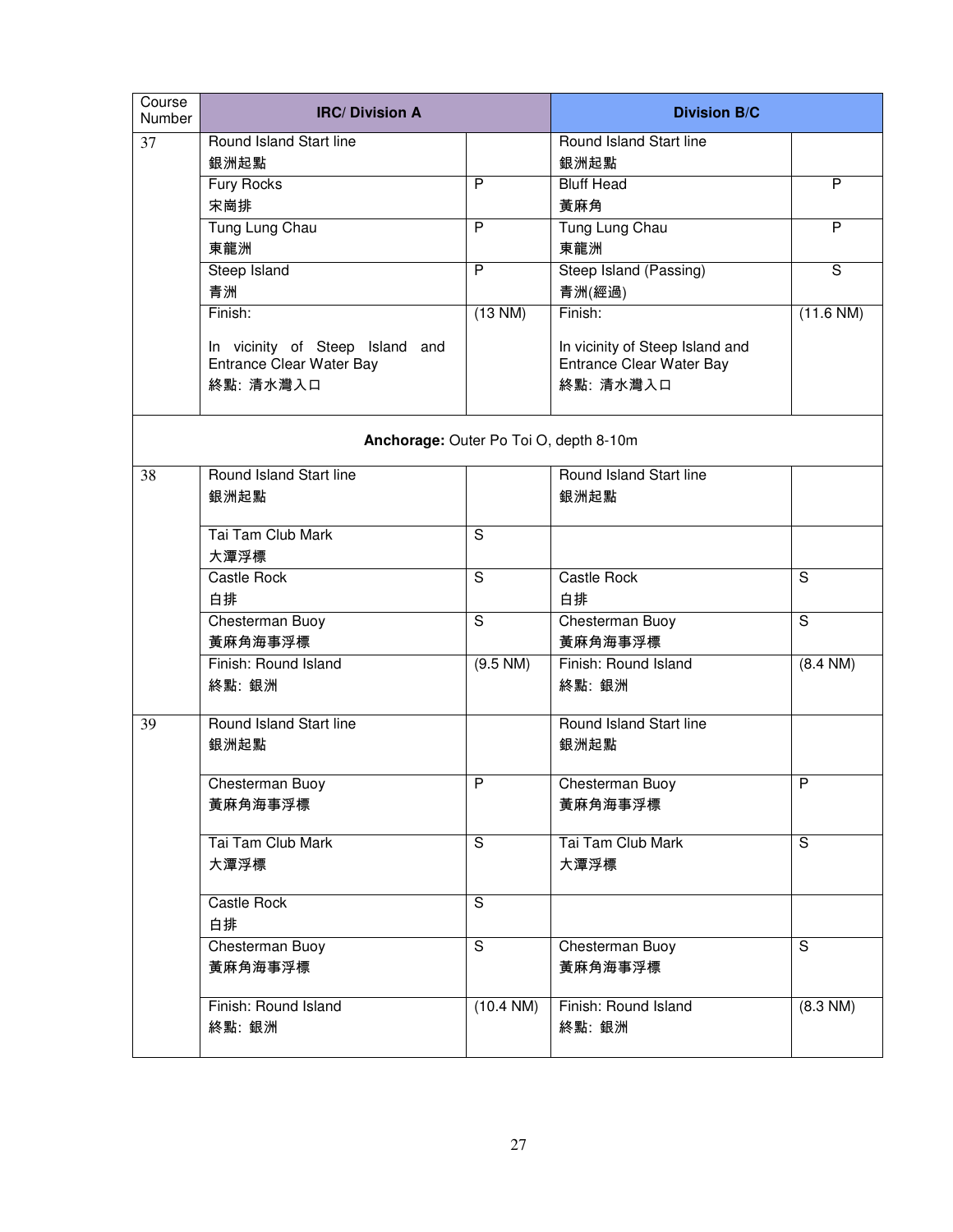| Course Number | IRC/ Division A | | Division B/C | |
|---|---|---|---|---|
| 37 | Round Island Start line 銀洲起點 | | Round Island Start line 銀洲起點 | |
| | Fury Rocks 宋崗排 | P | Bluff Head 黃麻角 | P |
| | Tung Lung Chau 東龍洲 | P | Tung Lung Chau 東龍洲 | P |
| | Steep Island 青洲 | P | Steep Island (Passing) 青洲(經過) | S |
| | Finish: In vicinity of Steep Island and Entrance Clear Water Bay 終點: 清水灣入口 | (13 NM) | Finish: In vicinity of Steep Island and Entrance Clear Water Bay 終點: 清水灣入口 | (11.6 NM) |
| **Anchorage:** Outer Po Toi O, depth 8-10m | | | | |
| 38 | Round Island Start line 銀洲起點 | | Round Island Start line 銀洲起點 | |
| | Tai Tam Club Mark 大潭浮標 | S | | |
| | Castle Rock 白排 | S | Castle Rock 白排 | S |
| | Chesterman Buoy 黃麻角海事浮標 | S | Chesterman Buoy 黃麻角海事浮標 | S |
| | Finish: Round Island 終點: 銀洲 | (9.5 NM) | Finish: Round Island 終點: 銀洲 | (8.4 NM) |
| 39 | Round Island Start line 銀洲起點 | | Round Island Start line 銀洲起點 | |
| | Chesterman Buoy 黃麻角海事浮標 | P | Chesterman Buoy 黃麻角海事浮標 | P |
| | Tai Tam Club Mark 大潭浮標 | S | Tai Tam Club Mark 大潭浮標 | S |
| | Castle Rock 白排 | S | | |
| | Chesterman Buoy 黃麻角海事浮標 | S | Chesterman Buoy 黃麻角海事浮標 | S |
| | Finish: Round Island 終點: 銀洲 | (10.4 NM) | Finish: Round Island 終點: 銀洲 | (8.3 NM) |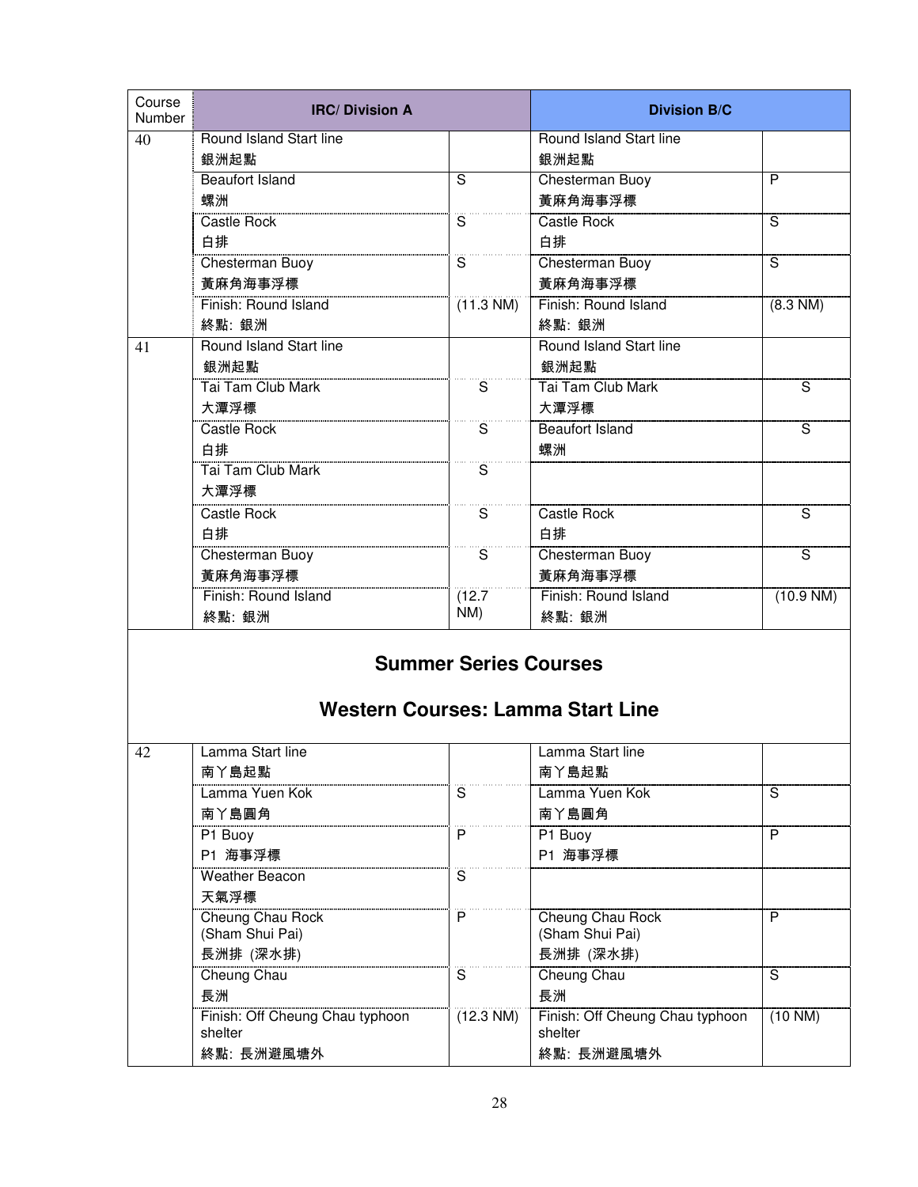| Course Number | IRC/ Division A | | Division B/C | |
|---|---|---|---|---|
| 40 | Round Island Start line<br>銀洲起點 | | Round Island Start line<br>銀洲起點 | |
| | Beaufort Island<br>螺洲 | S | Chesterman Buoy<br>黃麻角海事浮標 | P |
| | Castle Rock<br>白排 | S | Castle Rock<br>白排 | S |
| | Chesterman Buoy<br>黃麻角海事浮標 | S | Chesterman Buoy<br>黃麻角海事浮標 | S |
| | Finish: Round Island<br>終點: 銀洲 | (11.3 NM) | Finish: Round Island<br>終點: 銀洲 | (8.3 NM) |
| 41 | Round Island Start line<br>銀洲起點 | | Round Island Start line<br>銀洲起點 | |
| | Tai Tam Club Mark<br>大潭浮標 | S | Tai Tam Club Mark<br>大潭浮標 | S |
| | Castle Rock<br>白排 | S | Beaufort Island<br>螺洲 | S |
| | Tai Tam Club Mark<br>大潭浮標 | S | | |
| | Castle Rock<br>白排 | S | Castle Rock<br>白排 | S |
| | Chesterman Buoy<br>黃麻角海事浮標 | S | Chesterman Buoy<br>黃麻角海事浮標 | S |
| | Finish: Round Island<br>終點: 銀洲 | (12.7 NM) | Finish: Round Island<br>終點: 銀洲 | (10.9 NM) |

## Summer Series Courses

## Western Courses: Lamma Start Line

| Course Number | IRC/ Division A | | Division B/C | |
|---|---|---|---|---|
| 42 | Lamma Start line<br>南丫島起點 | | Lamma Start line<br>南丫島起點 | |
| | Lamma Yuen Kok<br>南丫島圓角 | S | Lamma Yuen Kok<br>南丫島圓角 | S |
| | P1 Buoy<br>P1 海事浮標 | P | P1 Buoy<br>P1 海事浮標 | P |
| | Weather Beacon<br>天氣浮標 | S | | |
| | Cheung Chau Rock (Sham Shui Pai)<br>長洲排 (深水排) | P | Cheung Chau Rock (Sham Shui Pai)<br>長洲排 (深水排) | P |
| | Cheung Chau<br>長洲 | S | Cheung Chau<br>長洲 | S |
| | Finish: Off Cheung Chau typhoon shelter<br>終點: 長洲避風塘外 | (12.3 NM) | Finish: Off Cheung Chau typhoon shelter<br>終點: 長洲避風塘外 | (10 NM) |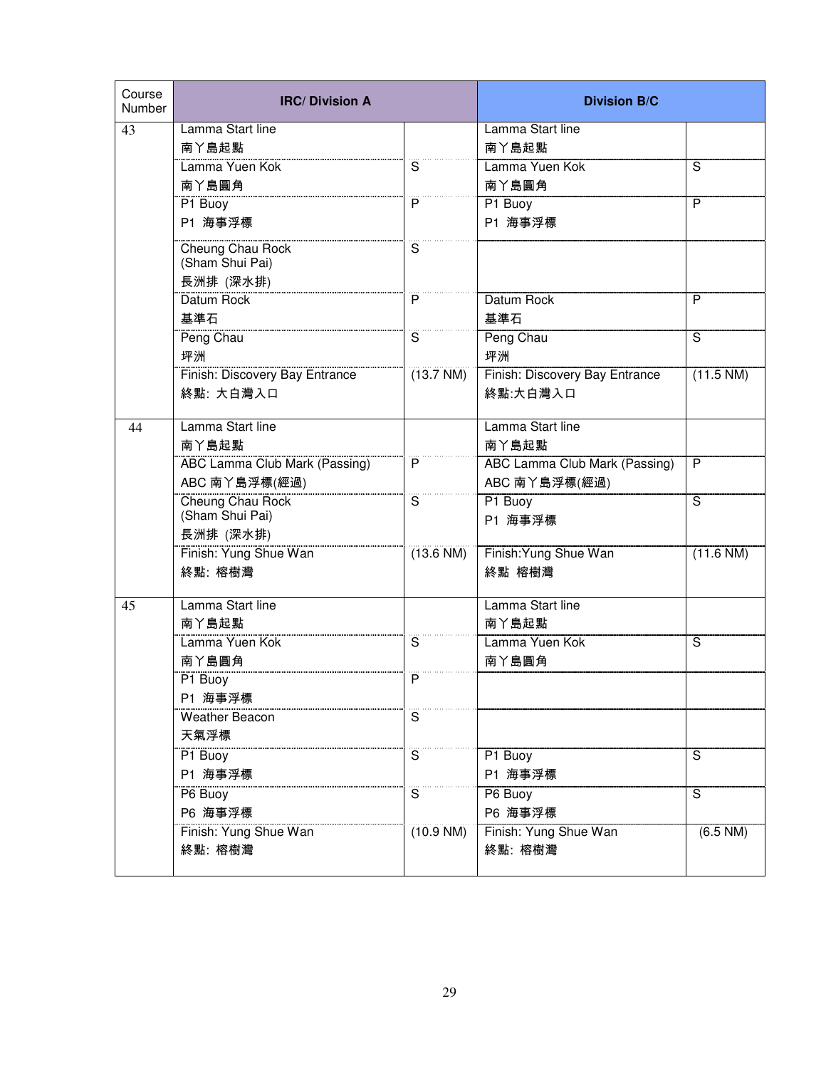| Course Number | IRC/ Division A | | Division B/C | |
|---|---|---|---|---|
| 43 | Lamma Start line 南丫島起點 | | Lamma Start line 南丫島起點 | |
| | Lamma Yuen Kok 南丫島圓角 | S | Lamma Yuen Kok 南丫島圓角 | S |
| | P1 Buoy P1 海事浮標 | P | P1 Buoy P1 海事浮標 | P |
| | Cheung Chau Rock (Sham Shui Pai) 長洲排 (深水排) | S | | |
| | Datum Rock 基準石 | P | Datum Rock 基準石 | P |
| | Peng Chau 坪洲 | S | Peng Chau 坪洲 | S |
| | Finish: Discovery Bay Entrance 終點: 大白灣入口 | (13.7 NM) | Finish: Discovery Bay Entrance 終點:大白灣入口 | (11.5 NM) |
| 44 | Lamma Start line 南丫島起點 | | Lamma Start line 南丫島起點 | |
| | ABC Lamma Club Mark (Passing) ABC 南丫島浮標(經過) | P | ABC Lamma Club Mark (Passing) ABC 南丫島浮標(經過) | P |
| | Cheung Chau Rock (Sham Shui Pai) 長洲排 (深水排) | S | P1 Buoy P1 海事浮標 | S |
| | Finish: Yung Shue Wan 終點: 榕樹灣 | (13.6 NM) | Finish:Yung Shue Wan 終點 榕樹灣 | (11.6 NM) |
| 45 | Lamma Start line 南丫島起點 | | Lamma Start line 南丫島起點 | |
| | Lamma Yuen Kok 南丫島圓角 | S | Lamma Yuen Kok 南丫島圓角 | S |
| | P1 Buoy P1 海事浮標 | P | | |
| | Weather Beacon 天氣浮標 | S | | |
| | P1 Buoy P1 海事浮標 | S | P1 Buoy P1 海事浮標 | S |
| | P6 Buoy P6 海事浮標 | S | P6 Buoy P6 海事浮標 | S |
| | Finish: Yung Shue Wan 終點: 榕樹灣 | (10.9 NM) | Finish: Yung Shue Wan 終點: 榕樹灣 | (6.5 NM) |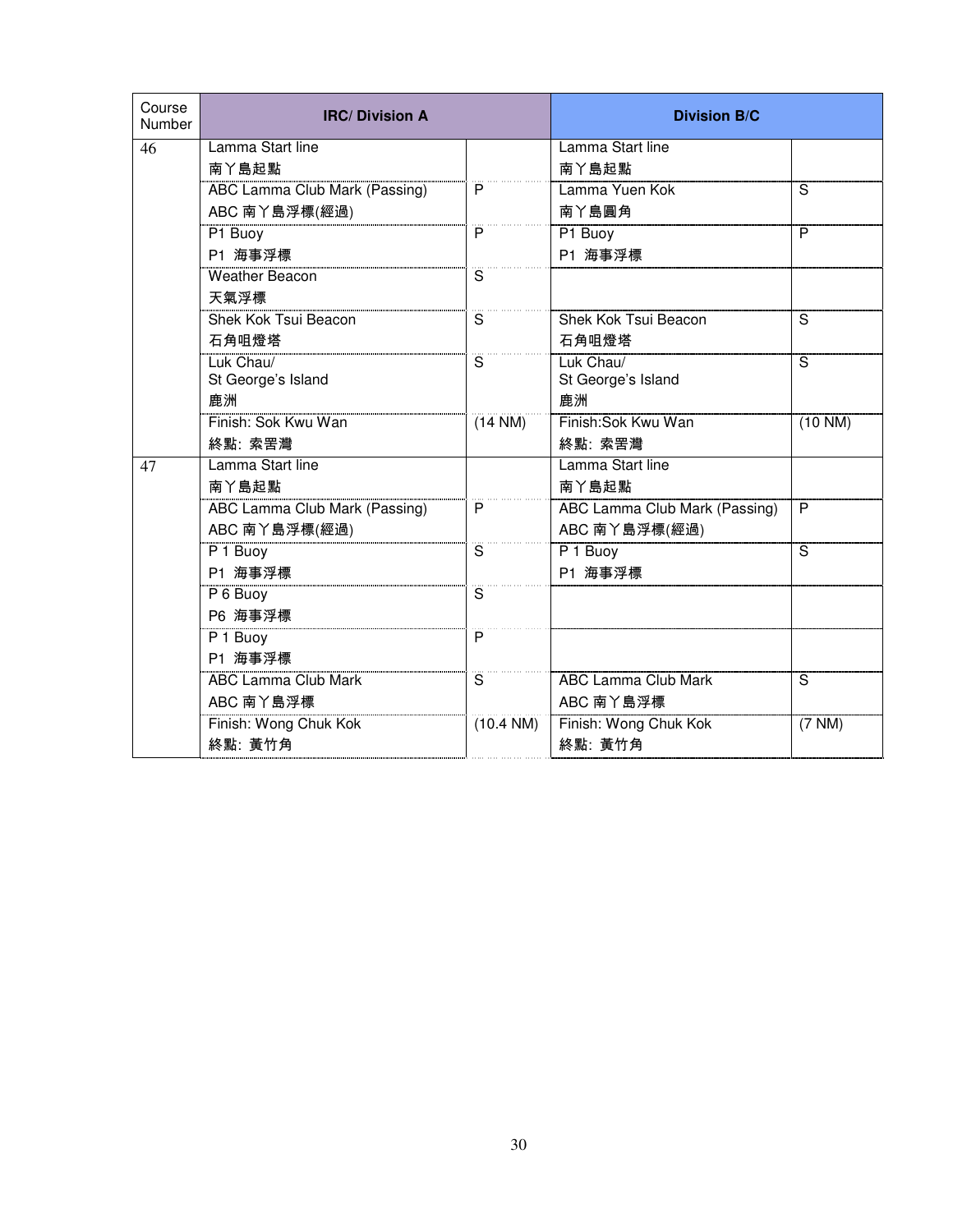| Course Number | IRC/ Division A | | Division B/C | |
|---|---|---|---|---|
| 46 | Lamma Start line 南丫島起點 | | Lamma Start line 南丫島起點 | |
| | ABC Lamma Club Mark (Passing) ABC 南丫島浮標(經過) | P | Lamma Yuen Kok 南丫島圓角 | S |
| | P1 Buoy P1 海事浮標 | P | P1 Buoy P1 海事浮標 | P |
| | Weather Beacon 天氣浮標 | S | | |
| | Shek Kok Tsui Beacon 石角咀燈塔 | S | Shek Kok Tsui Beacon 石角咀燈塔 | S |
| | Luk Chau/ St George's Island 鹿洲 | S | Luk Chau/ St George's Island 鹿洲 | S |
| | Finish: Sok Kwu Wan 終點: 索罟灣 | (14 NM) | Finish:Sok Kwu Wan 終點: 索罟灣 | (10 NM) |
| 47 | Lamma Start line 南丫島起點 | | Lamma Start line 南丫島起點 | |
| | ABC Lamma Club Mark (Passing) ABC 南丫島浮標(經過) | P | ABC Lamma Club Mark (Passing) ABC 南丫島浮標(經過) | P |
| | P 1 Buoy P1 海事浮標 | S | P 1 Buoy P1 海事浮標 | S |
| | P 6 Buoy P6 海事浮標 | S | | |
| | P 1 Buoy P1 海事浮標 | P | | |
| | ABC Lamma Club Mark ABC 南丫島浮標 | S | ABC Lamma Club Mark ABC 南丫島浮標 | S |
| | Finish: Wong Chuk Kok 終點: 黃竹角 | (10.4 NM) | Finish: Wong Chuk Kok 終點: 黃竹角 | (7 NM) |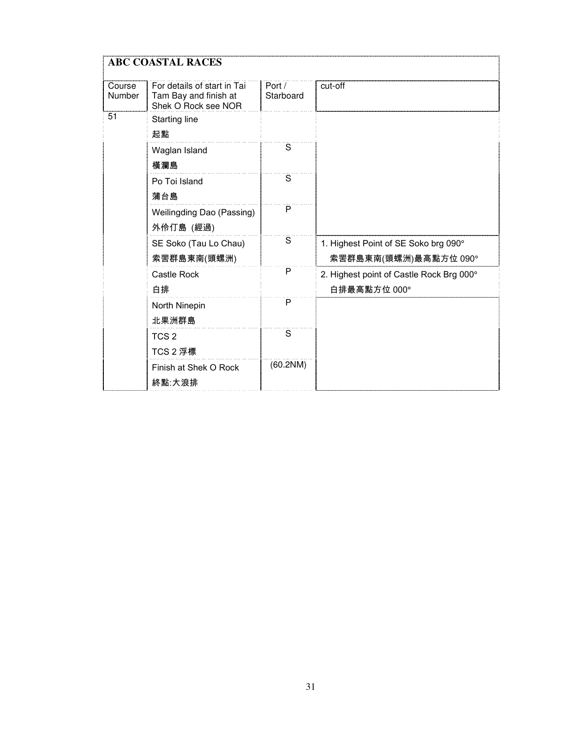## ABC COASTAL RACES

| Course Number | For details of start in Tai Tam Bay and finish at Shek O Rock see NOR | Port / Starboard | cut-off |
|---|---|---|---|
| 51 | Starting line<br>起點 | | |
| | Waglan Island<br>橫瀾島 | S | |
| | Po Toi Island<br>蒲台島 | S | |
| | Weilingding Dao (Passing)<br>外伶仃島 (經過) | P | |
| | SE Soko (Tau Lo Chau)<br>索罟群島東南(頭螺洲) | S | 1. Highest Point of SE Soko brg 090°<br>索罟群島東南(頭螺洲)最高點方位 090° |
| | Castle Rock<br>白排 | P | 2. Highest point of Castle Rock Brg 000°<br>白排最高點方位 000° |
| | North Ninepin<br>北果洲群島 | P | |
| | TCS 2<br>TCS 2 浮標 | S | |
| | Finish at Shek O Rock<br>終點:大浪排 | (60.2NM) | |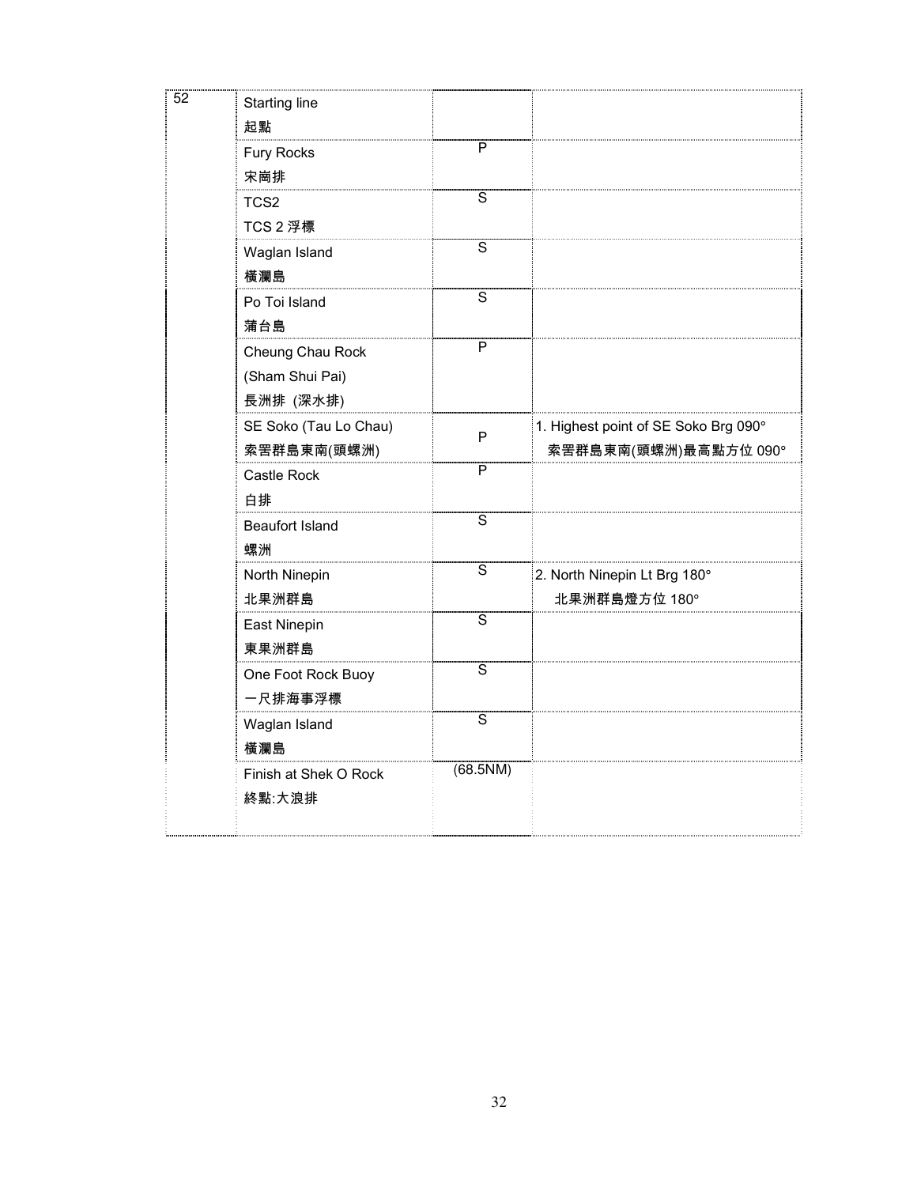| 52 | Starting line<br>起點 | | |
|---|---|---|---|
| | Fury Rocks<br>宋崗排 | P | |
| | TCS2<br>TCS 2 浮標 | S | |
| | Waglan Island<br>橫瀾島 | S | |
| | Po Toi Island<br>蒲台島 | S | |
| | Cheung Chau Rock<br>(Sham Shui Pai)<br>長洲排 (深水排) | P | |
| | SE Soko (Tau Lo Chau)<br>索罟群島東南(頭螺洲) | P | 1. Highest point of SE Soko Brg 090°<br>索罟群島東南(頭螺洲)最高點方位 090° |
| | Castle Rock<br>白排 | P | |
| | Beaufort Island<br>螺洲 | S | |
| | North Ninepin<br>北果洲群島 | S | 2. North Ninepin Lt Brg 180°<br>北果洲群島燈方位 180° |
| | East Ninepin<br>東果洲群島 | S | |
| | One Foot Rock Buoy<br>一尺排海事浮標 | S | |
| | Waglan Island<br>橫瀾島 | S | |
| | Finish at Shek O Rock<br>終點:大浪排 | (68.5NM) | |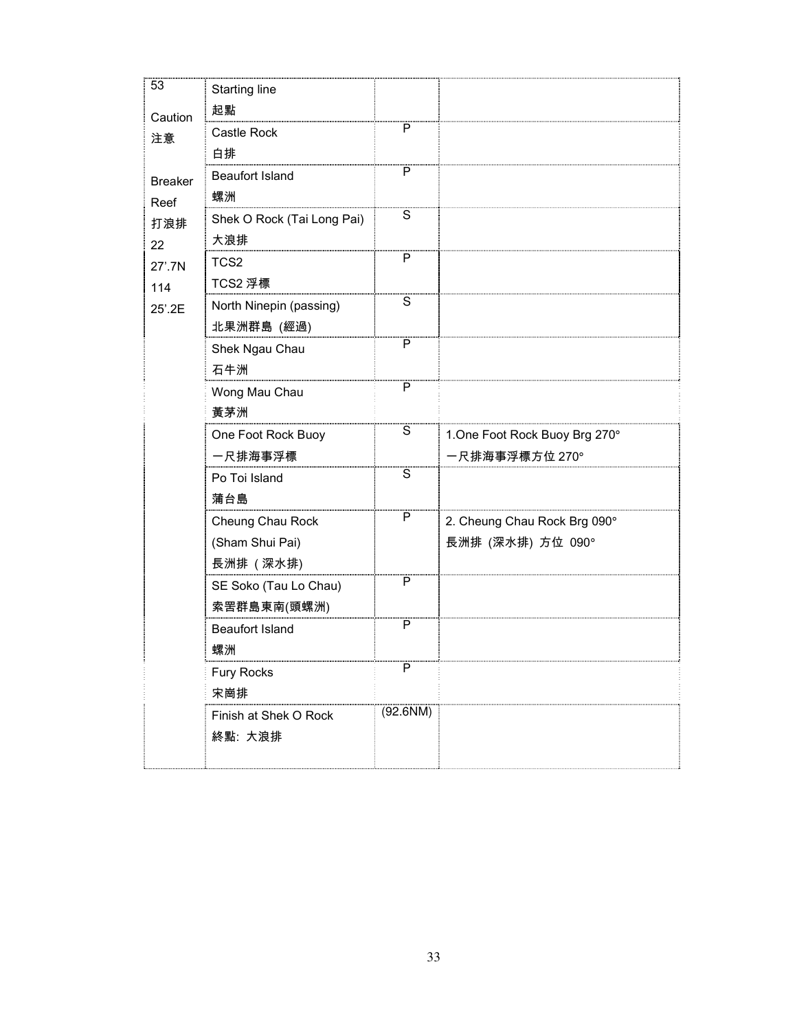| 53<br>Caution<br>注意<br>Breaker Reef<br>打浪排<br>22 27'.7N<br>114 25'.2E | Starting line<br>起點 | | |
|---|---|---|---|
| | Castle Rock<br>白排 | P | |
| | Beaufort Island<br>螺洲 | P | |
| | Shek O Rock (Tai Long Pai)<br>大浪排 | S | |
| | TCS2<br>TCS2 浮標 | P | |
| | North Ninepin (passing)<br>北果洲群島 (經過) | S | |
| | Shek Ngau Chau<br>石牛洲 | P | |
| | Wong Mau Chau<br>黃茅洲 | P | |
| | One Foot Rock Buoy<br>一尺排海事浮標 | S | 1.One Foot Rock Buoy Brg 270°<br>一尺排海事浮標方位 270° |
| | Po Toi Island<br>蒲台島 | S | |
| | Cheung Chau Rock (Sham Shui Pai)<br>長洲排 ( 深水排) | P | 2. Cheung Chau Rock Brg 090°<br>長洲排 (深水排) 方位 090° |
| | SE Soko (Tau Lo Chau)<br>索罟群島東南(頭螺洲) | P | |
| | Beaufort Island<br>螺洲 | P | |
| | Fury Rocks<br>宋崗排 | P | |
| | Finish at Shek O Rock<br>終點: 大浪排 | (92.6NM) | |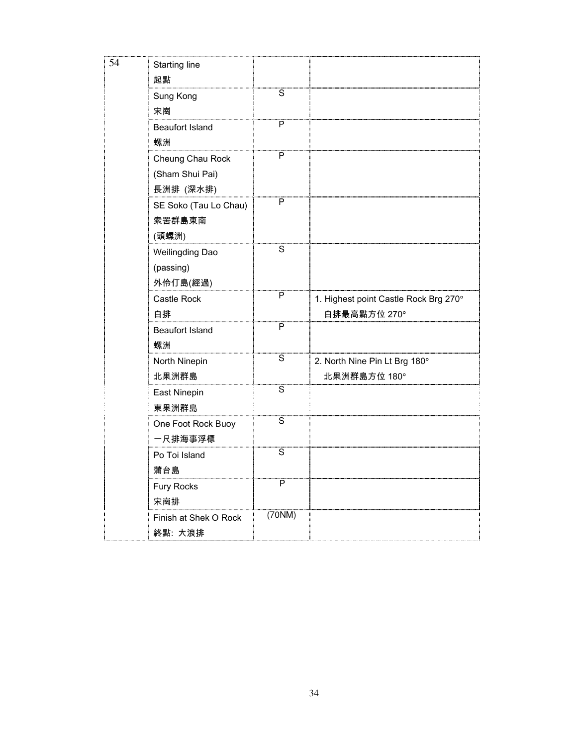| 54 | Starting line 起點 | | |
|---|---|---|---|
| | Sung Kong 宋崗 | S | |
| | Beaufort Island 螺洲 | P | |
| | Cheung Chau Rock (Sham Shui Pai) 長洲排 (深水排) | P | |
| | SE Soko (Tau Lo Chau) 索罟群島東南 (頭螺洲) | P | |
| | Weilingding Dao (passing) 外伶仃島(經過) | S | |
| | Castle Rock 白排 | P | 1. Highest point Castle Rock Brg 270° 白排最高點方位 270° |
| | Beaufort Island 螺洲 | P | |
| | North Ninepin 北果洲群島 | S | 2. North Nine Pin Lt Brg 180° 北果洲群島方位 180° |
| | East Ninepin 東果洲群島 | S | |
| | One Foot Rock Buoy 一尺排海事浮標 | S | |
| | Po Toi Island 蒲台島 | S | |
| | Fury Rocks 宋崗排 | P | |
| | Finish at Shek O Rock 終點: 大浪排 | (70NM) | |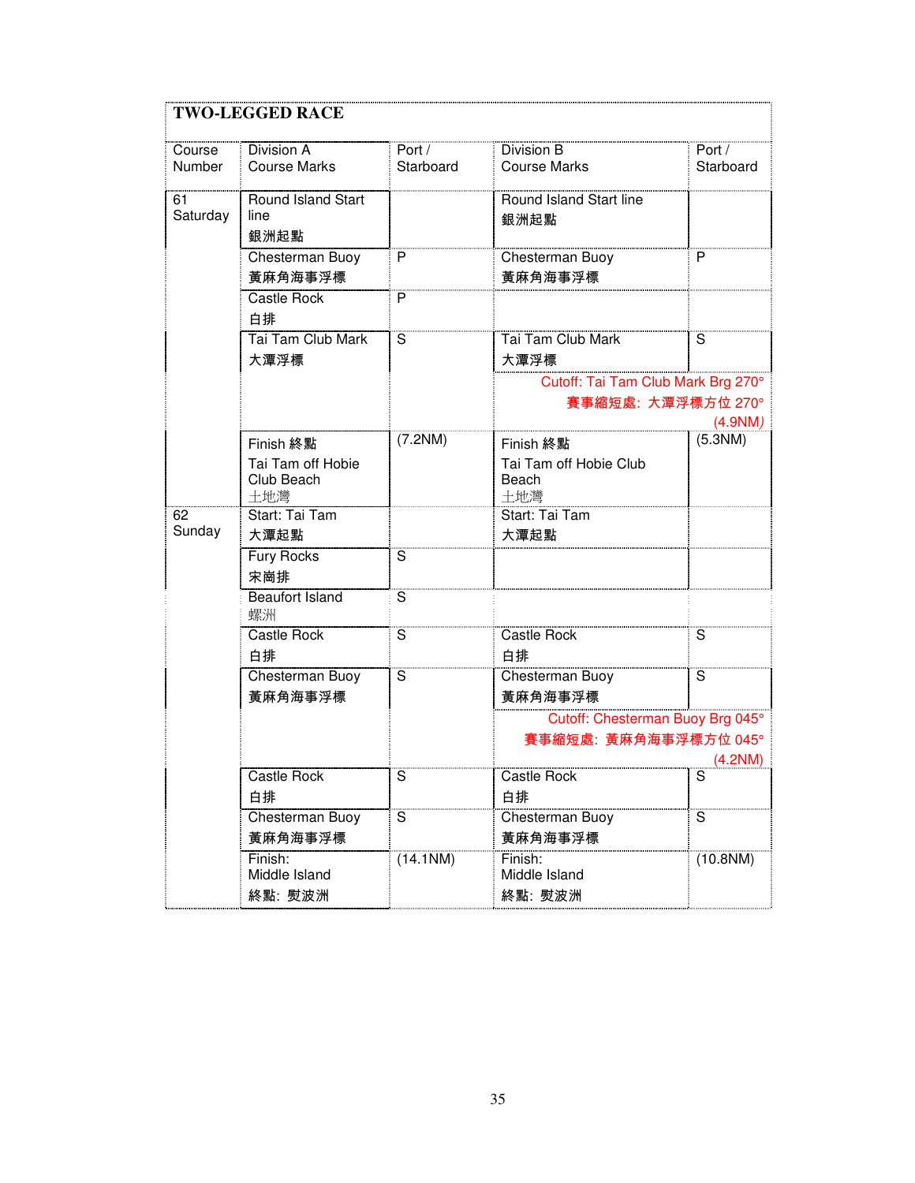## TWO-LEGGED RACE

| Course Number | Division A Course Marks | Port / Starboard | Division B Course Marks | Port / Starboard |
|---|---|---|---|---|
| 61 Saturday | Round Island Start line 銀洲起點 | | Round Island Start line 銀洲起點 | |
| | Chesterman Buoy 黃麻角海事浮標 | P | Chesterman Buoy 黃麻角海事浮標 | P |
| | Castle Rock 白排 | P | | |
| | Tai Tam Club Mark 大潭浮標 | S | Tai Tam Club Mark 大潭浮標 | S |
| | | | Cutoff: Tai Tam Club Mark Brg 270° 賽事縮短處: 大潭浮標方位 270° (4.9NM) | |
| | Finish 終點 Tai Tam off Hobie Club Beach 土地灣 | (7.2NM) | Finish 終點 Tai Tam off Hobie Club Beach 土地灣 | (5.3NM) |
| 62 Sunday | Start: Tai Tam 大潭起點 | | Start: Tai Tam 大潭起點 | |
| | Fury Rocks 宋崗排 | S | | |
| | Beaufort Island 螺洲 | S | | |
| | Castle Rock 白排 | S | Castle Rock 白排 | S |
| | Chesterman Buoy 黃麻角海事浮標 | S | Chesterman Buoy 黃麻角海事浮標 | S |
| | | | Cutoff: Chesterman Buoy Brg 045° 賽事縮短處: 黃麻角海事浮標方位 045° (4.2NM) | |
| | Castle Rock 白排 | S | Castle Rock 白排 | S |
| | Chesterman Buoy 黃麻角海事浮標 | S | Chesterman Buoy 黃麻角海事浮標 | S |
| | Finish: Middle Island 終點: 熨波洲 | (14.1NM) | Finish: Middle Island 終點: 熨波洲 | (10.8NM) |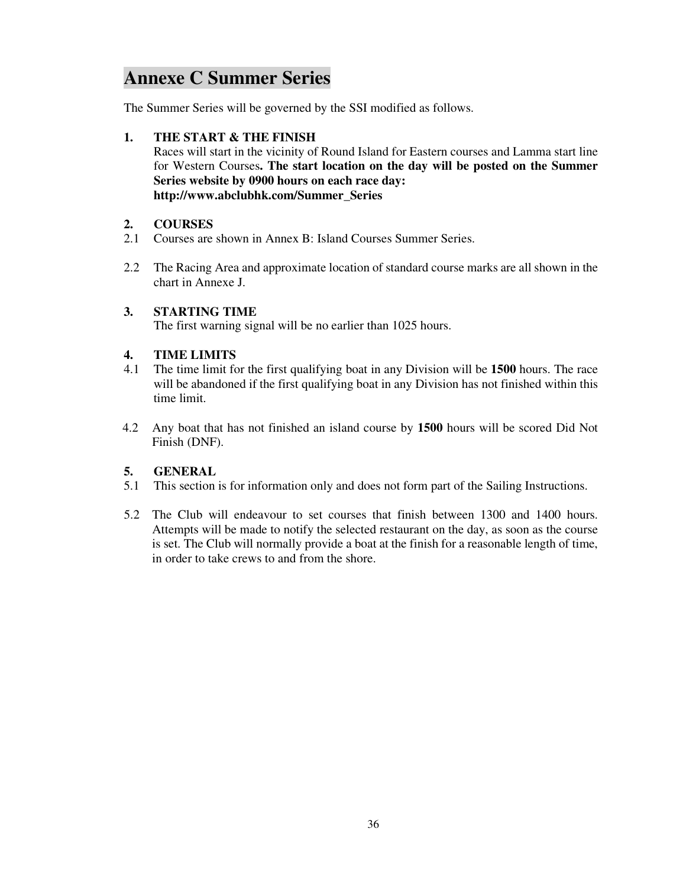# Annexe C Summer Series

The Summer Series will be governed by the SSI modified as follows.

**1. THE START & THE FINISH**

Races will start in the vicinity of Round Island for Eastern courses and Lamma start line for Western Courses**. The start location on the day will be posted on the Summer Series website by 0900 hours on each race day: http://www.abclubhk.com/Summer_Series**

**2. COURSES**

2.1 Courses are shown in Annex B: Island Courses Summer Series.

2.2 The Racing Area and approximate location of standard course marks are all shown in the chart in Annexe J.

**3. STARTING TIME**

The first warning signal will be no earlier than 1025 hours.

**4. TIME LIMITS**

4.1 The time limit for the first qualifying boat in any Division will be **1500** hours. The race will be abandoned if the first qualifying boat in any Division has not finished within this time limit.

4.2 Any boat that has not finished an island course by **1500** hours will be scored Did Not Finish (DNF).

**5. GENERAL**

5.1 This section is for information only and does not form part of the Sailing Instructions.

5.2 The Club will endeavour to set courses that finish between 1300 and 1400 hours. Attempts will be made to notify the selected restaurant on the day, as soon as the course is set. The Club will normally provide a boat at the finish for a reasonable length of time, in order to take crews to and from the shore.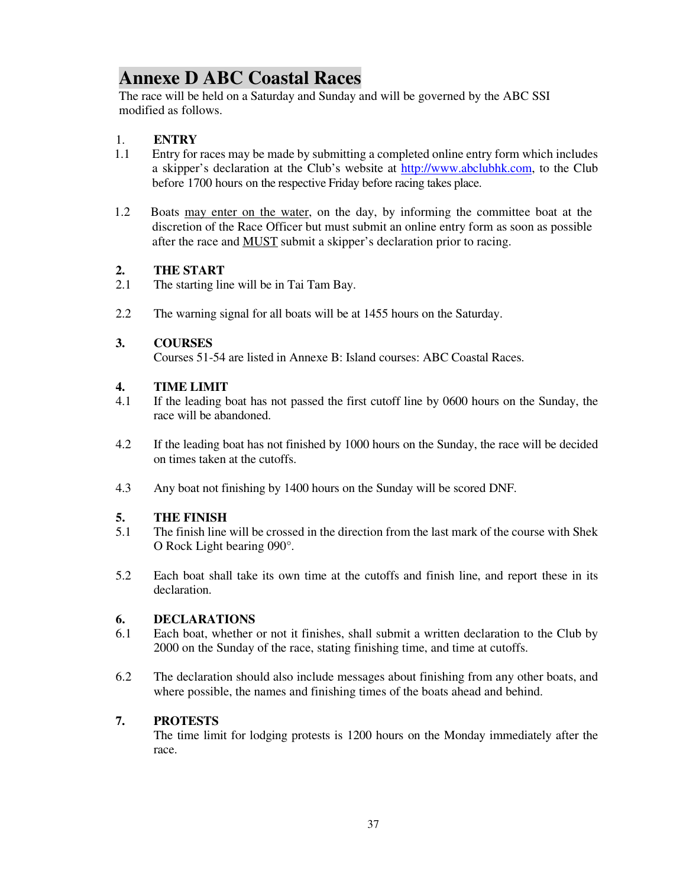# Annexe D ABC Coastal Races

The race will be held on a Saturday and Sunday and will be governed by the ABC SSI modified as follows.

1. **ENTRY**

1.1 Entry for races may be made by submitting a completed online entry form which includes a skipper's declaration at the Club's website at http://www.abclubhk.com, to the Club before 1700 hours on the respective Friday before racing takes place.

1.2 Boats <u>may enter on the water</u>, on the day, by informing the committee boat at the discretion of the Race Officer but must submit an online entry form as soon as possible after the race and <u>MUST</u> submit a skipper's declaration prior to racing.

**2. THE START**

2.1 The starting line will be in Tai Tam Bay.

2.2 The warning signal for all boats will be at 1455 hours on the Saturday.

**3. COURSES**

Courses 51-54 are listed in Annexe B: Island courses: ABC Coastal Races.

**4. TIME LIMIT**

4.1 If the leading boat has not passed the first cutoff line by 0600 hours on the Sunday, the race will be abandoned.

4.2 If the leading boat has not finished by 1000 hours on the Sunday, the race will be decided on times taken at the cutoffs.

4.3 Any boat not finishing by 1400 hours on the Sunday will be scored DNF.

**5. THE FINISH**

5.1 The finish line will be crossed in the direction from the last mark of the course with Shek O Rock Light bearing 090°.

5.2 Each boat shall take its own time at the cutoffs and finish line, and report these in its declaration.

**6. DECLARATIONS**

6.1 Each boat, whether or not it finishes, shall submit a written declaration to the Club by 2000 on the Sunday of the race, stating finishing time, and time at cutoffs.

6.2 The declaration should also include messages about finishing from any other boats, and where possible, the names and finishing times of the boats ahead and behind.

**7. PROTESTS**

The time limit for lodging protests is 1200 hours on the Monday immediately after the race.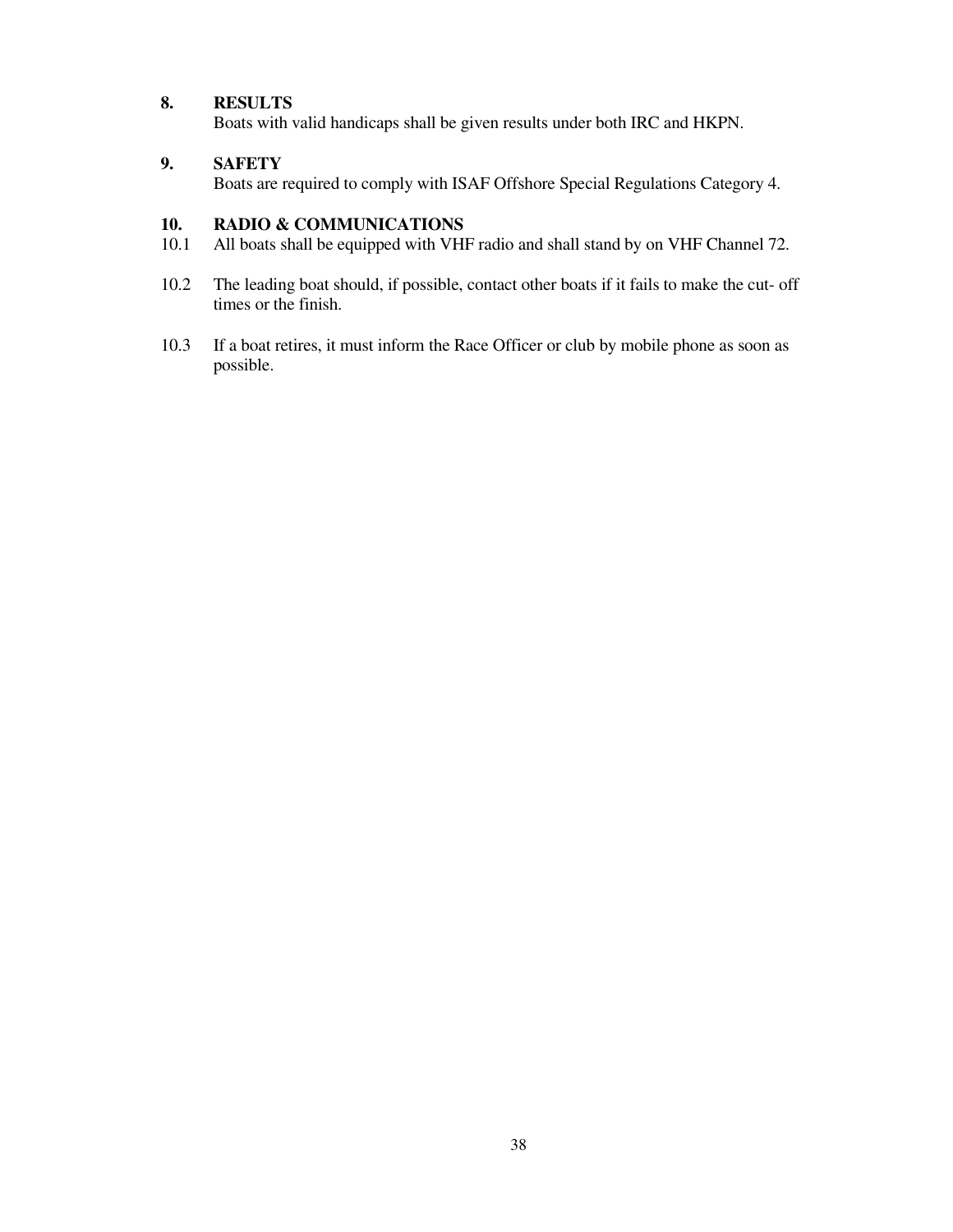## 8. RESULTS

Boats with valid handicaps shall be given results under both IRC and HKPN.

## 9. SAFETY

Boats are required to comply with ISAF Offshore Special Regulations Category 4.

## 10. RADIO & COMMUNICATIONS

10.1 All boats shall be equipped with VHF radio and shall stand by on VHF Channel 72.

10.2 The leading boat should, if possible, contact other boats if it fails to make the cut- off times or the finish.

10.3 If a boat retires, it must inform the Race Officer or club by mobile phone as soon as possible.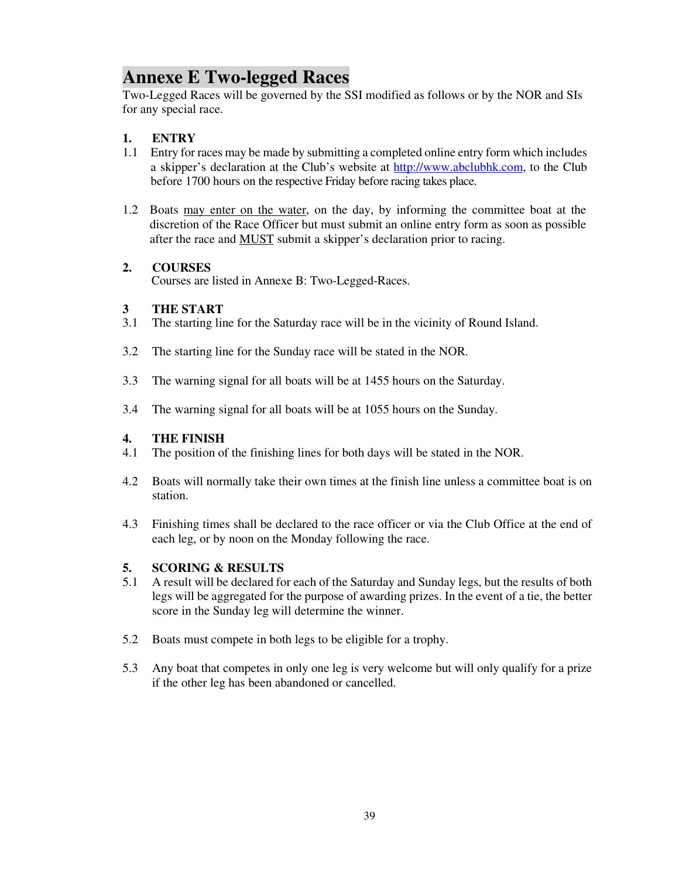# Annexe E Two-legged Races

Two-Legged Races will be governed by the SSI modified as follows or by the NOR and SIs for any special race.

## 1. ENTRY

1.1 Entry for races may be made by submitting a completed online entry form which includes a skipper's declaration at the Club's website at http://www.abclubhk.com, to the Club before 1700 hours on the respective Friday before racing takes place.

1.2 Boats may enter on the water, on the day, by informing the committee boat at the discretion of the Race Officer but must submit an online entry form as soon as possible after the race and MUST submit a skipper's declaration prior to racing.

## 2. COURSES

Courses are listed in Annexe B: Two-Legged-Races.

## 3 THE START

3.1 The starting line for the Saturday race will be in the vicinity of Round Island.

3.2 The starting line for the Sunday race will be stated in the NOR.

3.3 The warning signal for all boats will be at 1455 hours on the Saturday.

3.4 The warning signal for all boats will be at 1055 hours on the Sunday.

## 4. THE FINISH

4.1 The position of the finishing lines for both days will be stated in the NOR.

4.2 Boats will normally take their own times at the finish line unless a committee boat is on station.

4.3 Finishing times shall be declared to the race officer or via the Club Office at the end of each leg, or by noon on the Monday following the race.

## 5. SCORING & RESULTS

5.1 A result will be declared for each of the Saturday and Sunday legs, but the results of both legs will be aggregated for the purpose of awarding prizes. In the event of a tie, the better score in the Sunday leg will determine the winner.

5.2 Boats must compete in both legs to be eligible for a trophy.

5.3 Any boat that competes in only one leg is very welcome but will only qualify for a prize if the other leg has been abandoned or cancelled.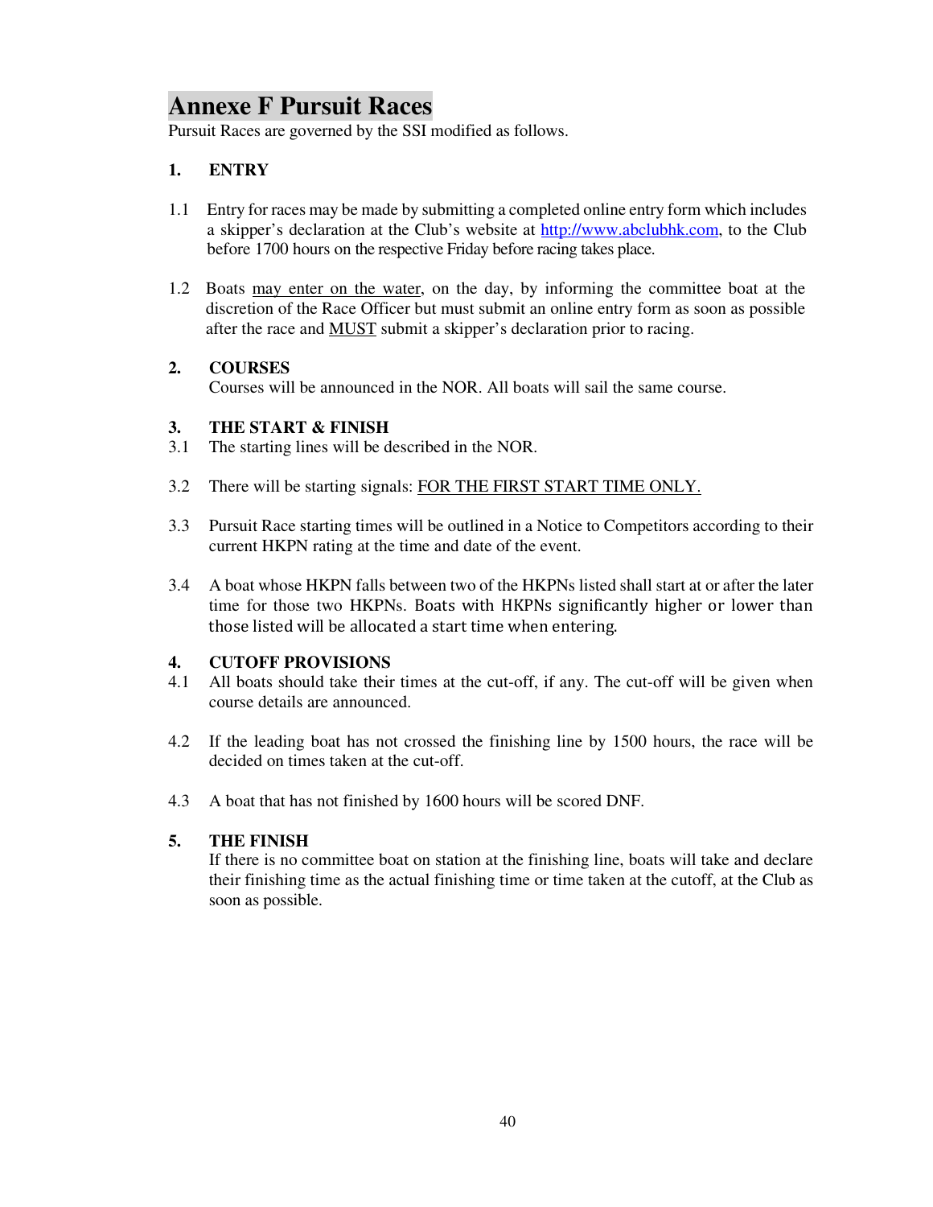# Annexe F Pursuit Races

Pursuit Races are governed by the SSI modified as follows.

## 1. ENTRY

1.1 Entry for races may be made by submitting a completed online entry form which includes a skipper's declaration at the Club's website at http://www.abclubhk.com, to the Club before 1700 hours on the respective Friday before racing takes place.

1.2 Boats may enter on the water, on the day, by informing the committee boat at the discretion of the Race Officer but must submit an online entry form as soon as possible after the race and MUST submit a skipper's declaration prior to racing.

## 2. COURSES

Courses will be announced in the NOR. All boats will sail the same course.

## 3. THE START & FINISH

3.1 The starting lines will be described in the NOR.

3.2 There will be starting signals: FOR THE FIRST START TIME ONLY.

3.3 Pursuit Race starting times will be outlined in a Notice to Competitors according to their current HKPN rating at the time and date of the event.

3.4 A boat whose HKPN falls between two of the HKPNs listed shall start at or after the later time for those two HKPNs. Boats with HKPNs significantly higher or lower than those listed will be allocated a start time when entering.

## 4. CUTOFF PROVISIONS

4.1 All boats should take their times at the cut-off, if any. The cut-off will be given when course details are announced.

4.2 If the leading boat has not crossed the finishing line by 1500 hours, the race will be decided on times taken at the cut-off.

4.3 A boat that has not finished by 1600 hours will be scored DNF.

## 5. THE FINISH

If there is no committee boat on station at the finishing line, boats will take and declare their finishing time as the actual finishing time or time taken at the cutoff, at the Club as soon as possible.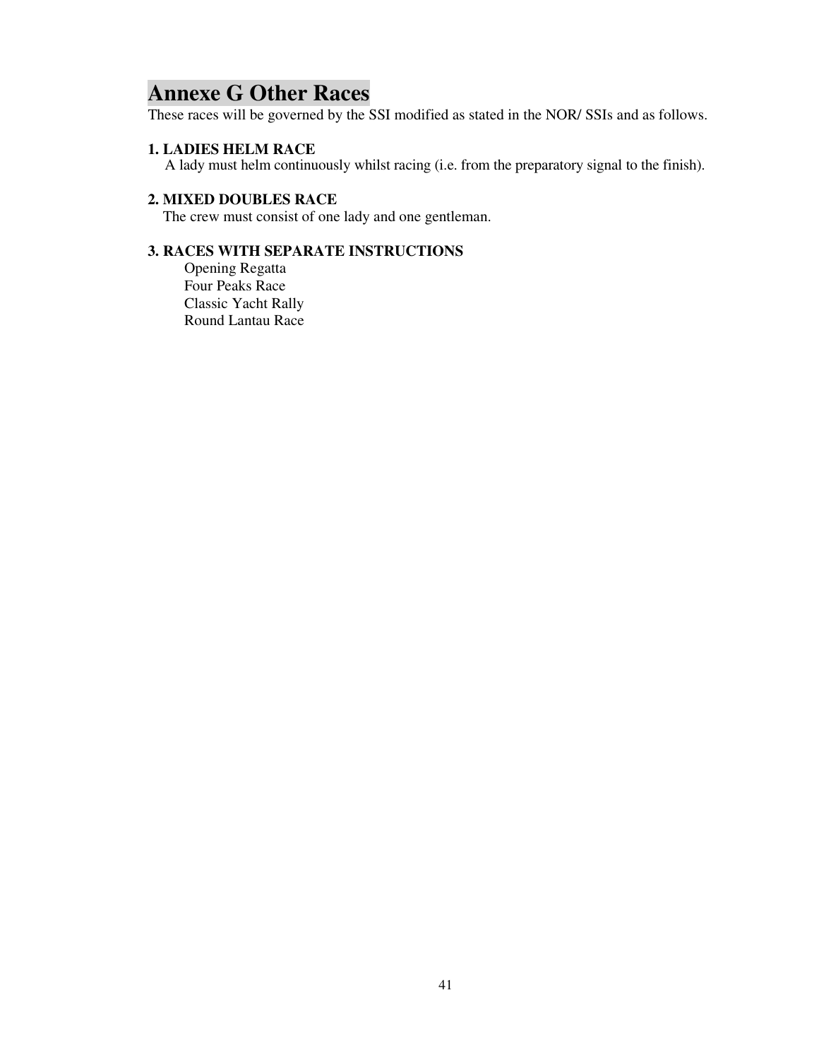# Annexe G Other Races

These races will be governed by the SSI modified as stated in the NOR/ SSIs and as follows.

**1. LADIES HELM RACE**

A lady must helm continuously whilst racing (i.e. from the preparatory signal to the finish).

**2. MIXED DOUBLES RACE**

The crew must consist of one lady and one gentleman.

**3. RACES WITH SEPARATE INSTRUCTIONS**

Opening Regatta
Four Peaks Race
Classic Yacht Rally
Round Lantau Race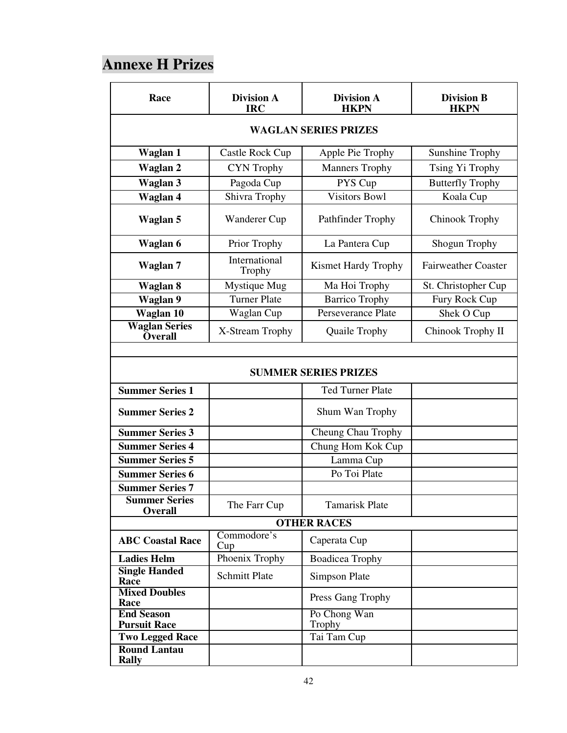# Annexe H Prizes

| Race | Division A IRC | Division A HKPN | Division B HKPN |
|---|---|---|---|
| **WAGLAN SERIES PRIZES** | | | |
| **Waglan 1** | Castle Rock Cup | Apple Pie Trophy | Sunshine Trophy |
| **Waglan 2** | CYN Trophy | Manners Trophy | Tsing Yi Trophy |
| **Waglan 3** | Pagoda Cup | PYS Cup | Butterfly Trophy |
| **Waglan 4** | Shivra Trophy | Visitors Bowl | Koala Cup |
| **Waglan 5** | Wanderer Cup | Pathfinder Trophy | Chinook Trophy |
| **Waglan 6** | Prior Trophy | La Pantera Cup | Shogun Trophy |
| **Waglan 7** | International Trophy | Kismet Hardy Trophy | Fairweather Coaster |
| **Waglan 8** | Mystique Mug | Ma Hoi Trophy | St. Christopher Cup |
| **Waglan 9** | Turner Plate | Barrico Trophy | Fury Rock Cup |
| **Waglan 10** | Waglan Cup | Perseverance Plate | Shek O Cup |
| **Waglan Series Overall** | X-Stream Trophy | Quaile Trophy | Chinook Trophy II |
| | | | |
| **SUMMER SERIES PRIZES** | | | |
| **Summer Series 1** | | Ted Turner Plate | |
| **Summer Series 2** | | Shum Wan Trophy | |
| **Summer Series 3** | | Cheung Chau Trophy | |
| **Summer Series 4** | | Chung Hom Kok Cup | |
| **Summer Series 5** | | Lamma Cup | |
| **Summer Series 6** | | Po Toi Plate | |
| **Summer Series 7** | | | |
| **Summer Series Overall** | The Farr Cup | Tamarisk Plate | |
| **OTHER RACES** | | | |
| **ABC Coastal Race** | Commodore's Cup | Caperata Cup | |
| **Ladies Helm** | Phoenix Trophy | Boadicea Trophy | |
| **Single Handed Race** | Schmitt Plate | Simpson Plate | |
| **Mixed Doubles Race** | | Press Gang Trophy | |
| **End Season Pursuit Race** | | Po Chong Wan Trophy | |
| **Two Legged Race** | | Tai Tam Cup | |
| **Round Lantau Rally** | | | |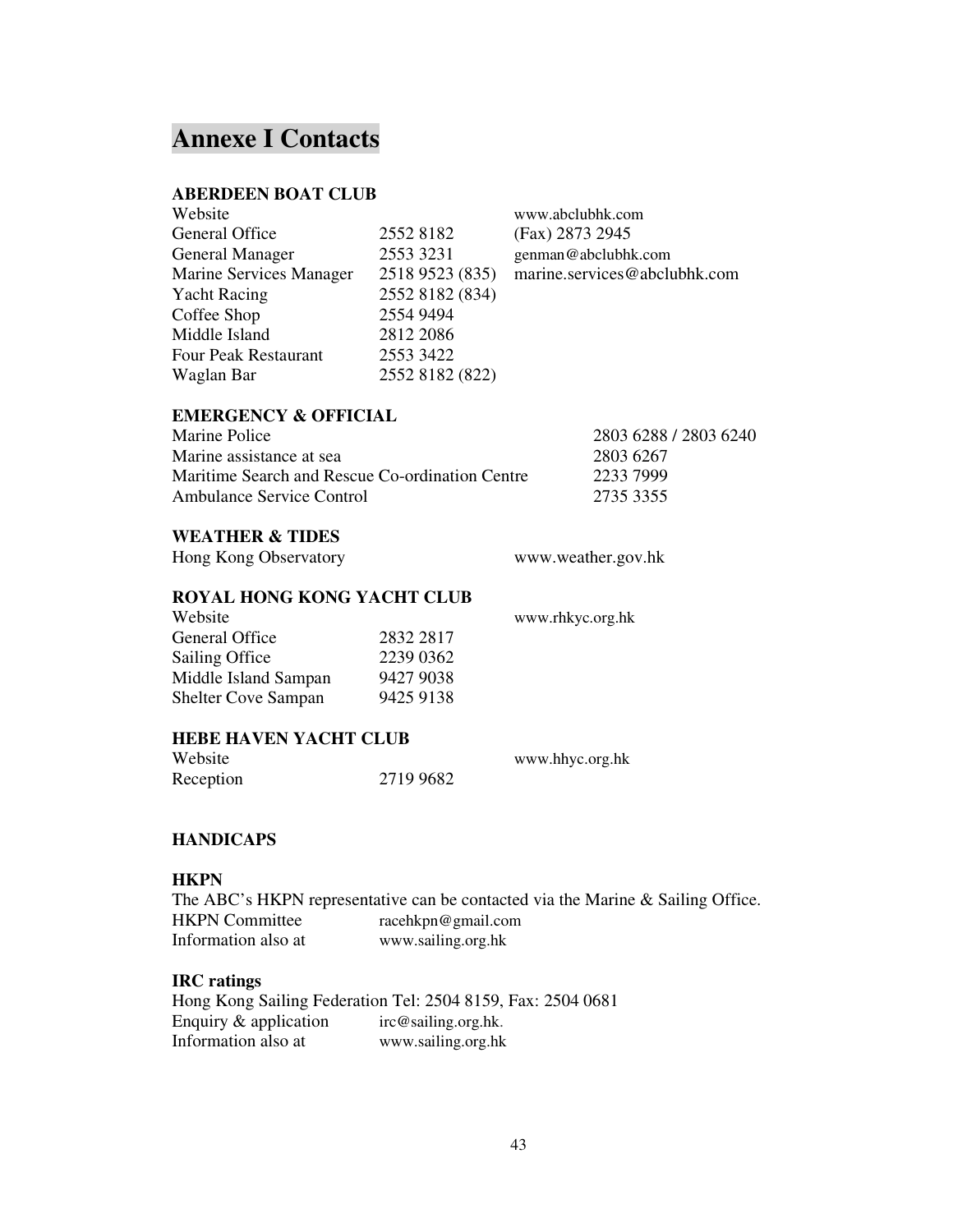# Annexe I Contacts

### ABERDEEN BOAT CLUB

| | | |
|---|---|---|
| Website | | www.abclubhk.com |
| General Office | 2552 8182 | (Fax) 2873 2945 |
| General Manager | 2553 3231 | genman@abclubhk.com |
| Marine Services Manager | 2518 9523 (835) | marine.services@abclubhk.com |
| Yacht Racing | 2552 8182 (834) | |
| Coffee Shop | 2554 9494 | |
| Middle Island | 2812 2086 | |
| Four Peak Restaurant | 2553 3422 | |
| Waglan Bar | 2552 8182 (822) | |

### EMERGENCY & OFFICIAL

| | |
|---|---|
| Marine Police | 2803 6288 / 2803 6240 |
| Marine assistance at sea | 2803 6267 |
| Maritime Search and Rescue Co-ordination Centre | 2233 7999 |
| Ambulance Service Control | 2735 3355 |

### WEATHER & TIDES

Hong Kong Observatory www.weather.gov.hk

### ROYAL HONG KONG YACHT CLUB

| | | |
|---|---|---|
| Website | | www.rhkyc.org.hk |
| General Office | 2832 2817 | |
| Sailing Office | 2239 0362 | |
| Middle Island Sampan | 9427 9038 | |
| Shelter Cove Sampan | 9425 9138 | |

### HEBE HAVEN YACHT CLUB

| | | |
|---|---|---|
| Website | | www.hhyc.org.hk |
| Reception | 2719 9682 | |

### HANDICAPS

#### HKPN

The ABC's HKPN representative can be contacted via the Marine & Sailing Office.

| | |
|---|---|
| HKPN Committee | racehkpn@gmail.com |
| Information also at | www.sailing.org.hk |

#### IRC ratings

Hong Kong Sailing Federation Tel: 2504 8159, Fax: 2504 0681

| | |
|---|---|
| Enquiry & application | irc@sailing.org.hk. |
| Information also at | www.sailing.org.hk |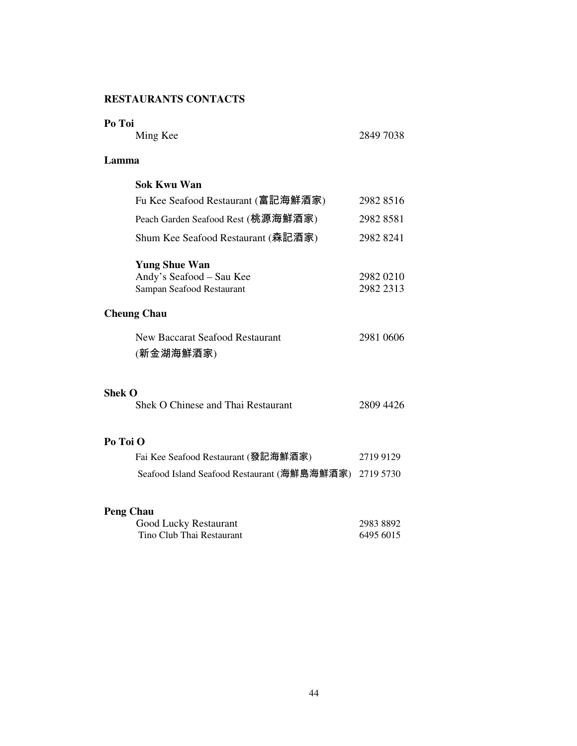## RESTAURANTS CONTACTS

**Po Toi**

| | |
|---|---|
| Ming Kee | 2849 7038 |

**Lamma**

**Sok Kwu Wan**

| | |
|---|---|
| Fu Kee Seafood Restaurant (富記海鮮酒家) | 2982 8516 |
| Peach Garden Seafood Rest (桃源海鮮酒家) | 2982 8581 |
| Shum Kee Seafood Restaurant (森記酒家) | 2982 8241 |

**Yung Shue Wan**

| | |
|---|---|
| Andy's Seafood – Sau Kee | 2982 0210 |
| Sampan Seafood Restaurant | 2982 2313 |

**Cheung Chau**

| | |
|---|---|
| New Baccarat Seafood Restaurant (新金湖海鮮酒家) | 2981 0606 |

**Shek O**

| | |
|---|---|
| Shek O Chinese and Thai Restaurant | 2809 4426 |

**Po Toi O**

| | |
|---|---|
| Fai Kee Seafood Restaurant (發記海鮮酒家) | 2719 9129 |
| Seafood Island Seafood Restaurant (海鮮島海鮮酒家) | 2719 5730 |

**Peng Chau**

| | |
|---|---|
| Good Lucky Restaurant | 2983 8892 |
| Tino Club Thai Restaurant | 6495 6015 |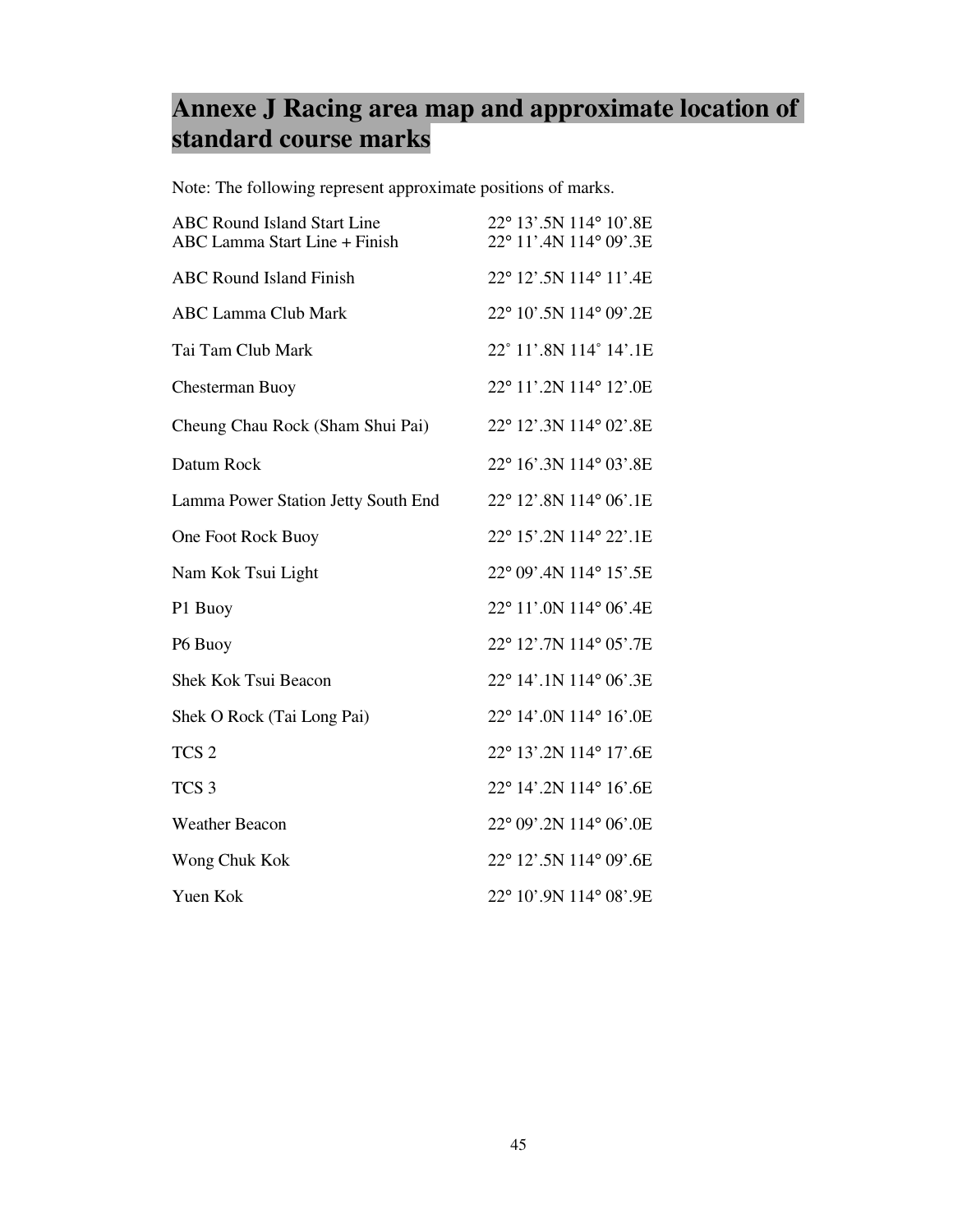# Annexe J Racing area map and approximate location of standard course marks

Note: The following represent approximate positions of marks.

| | |
|---|---|
| ABC Round Island Start Line | 22° 13'.5N 114° 10'.8E |
| ABC Lamma Start Line + Finish | 22° 11'.4N 114° 09'.3E |
| ABC Round Island Finish | 22° 12'.5N 114° 11'.4E |
| ABC Lamma Club Mark | 22° 10'.5N 114° 09'.2E |
| Tai Tam Club Mark | 22˚ 11'.8N 114˚ 14'.1E |
| Chesterman Buoy | 22° 11'.2N 114° 12'.0E |
| Cheung Chau Rock (Sham Shui Pai) | 22° 12'.3N 114° 02'.8E |
| Datum Rock | 22° 16'.3N 114° 03'.8E |
| Lamma Power Station Jetty South End | 22° 12'.8N 114° 06'.1E |
| One Foot Rock Buoy | 22° 15'.2N 114° 22'.1E |
| Nam Kok Tsui Light | 22° 09'.4N 114° 15'.5E |
| P1 Buoy | 22° 11'.0N 114° 06'.4E |
| P6 Buoy | 22° 12'.7N 114° 05'.7E |
| Shek Kok Tsui Beacon | 22° 14'.1N 114° 06'.3E |
| Shek O Rock (Tai Long Pai) | 22° 14'.0N 114° 16'.0E |
| TCS 2 | 22° 13'.2N 114° 17'.6E |
| TCS 3 | 22° 14'.2N 114° 16'.6E |
| Weather Beacon | 22° 09'.2N 114° 06'.0E |
| Wong Chuk Kok | 22° 12'.5N 114° 09'.6E |
| Yuen Kok | 22° 10'.9N 114° 08'.9E |